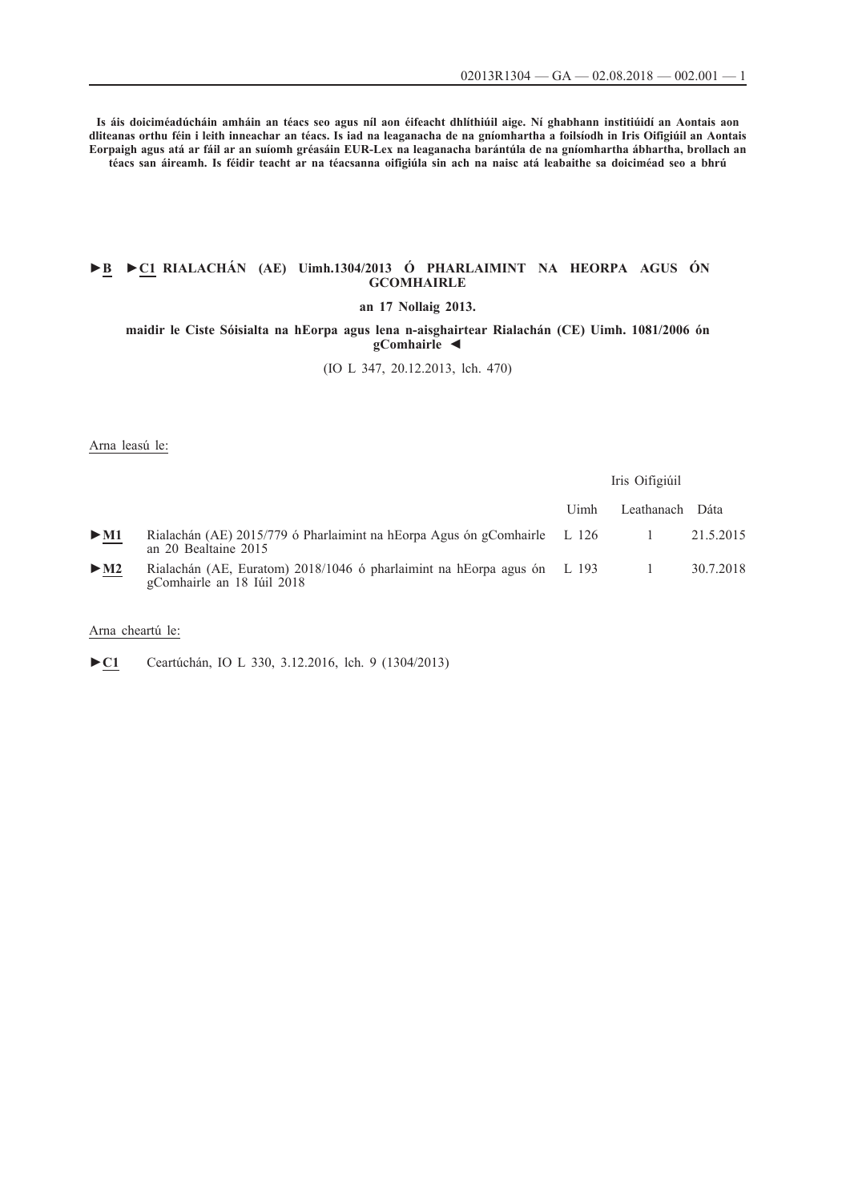**Is áis doiciméadúcháin amháin an téacs seo agus níl aon éifeacht dhlíthiúil aige. Ní ghabhann institiúidí an Aontais aon dliteanas orthu féin i leith inneachar an téacs. Is iad na leaganacha de na gníomhartha a foilsíodh in Iris Oifigiúil an Aontais Eorpaigh agus atá ar fáil ar an suíomh gréasáin EUR-Lex na leaganacha barántúla de na gníomhartha ábhartha, brollach an téacs san áireamh. Is féidir teacht ar na téacsanna oifigiúla sin ach na naisc atá leabaithe sa doiciméad seo a bhrú**

# ►B ►C1 RIALACHÁN (AE) Uimh.1304/2013 Ó PHARLAIMINT NA HEORPA AGUS ÓN GCOMHAIRLE

**an 17 Nollaig 2013.**

**maidir le Ciste Sóisialta na hEorpa agus lena n-aisghairtear Rialachán (CE) Uimh. 1081/2006 ón gComhairle ◄**

(IO L 347, 20.12.2013, lch. 470)

Arna leasú le:

| | | Iris Oifigiúil | | |
|---|---|---|---|---|
| | | Uimh | Leathanach | Dáta |
| ►M1 | Rialachán (AE) 2015/779 ó Pharlaimint na hEorpa Agus ón gComhairle an 20 Bealtaine 2015 | L 126 | 1 | 21.5.2015 |
| ►M2 | Rialachán (AE, Euratom) 2018/1046 ó pharlaimint na hEorpa agus ón gComhairle an 18 Iúil 2018 | L 193 | 1 | 30.7.2018 |

Arna cheartú le:

►C1 Ceartúchán, IO L 330, 3.12.2016, lch. 9 (1304/2013)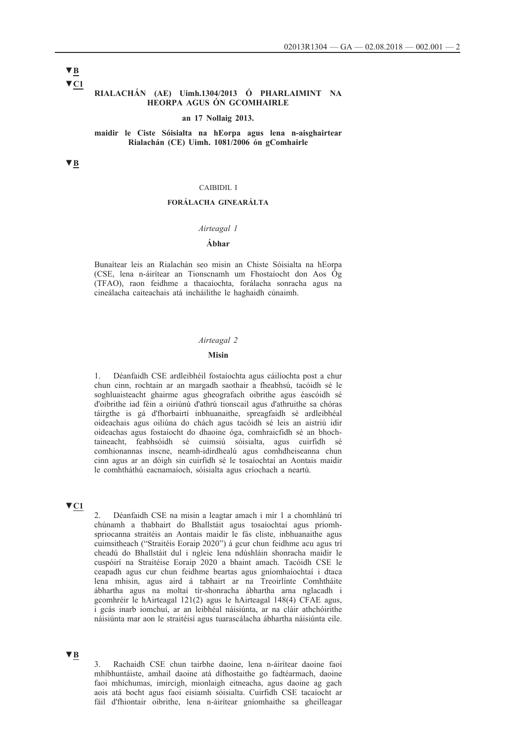▼B

▼C1

**RIALACHÁN (AE) Uimh.1304/2013 Ó PHARLAIMINT NA HEORPA AGUS ÓN GCOMHAIRLE**

**an 17 Nollaig 2013.**

**maidir le Ciste Sóisialta na hEorpa agus lena n-aisghairtear Rialachán (CE) Uimh. 1081/2006 ón gComhairle**

▼B

CAIBIDIL I

**FORÁLACHA GINEARÁLTA**

*Airteagal 1*

**Ábhar**

Bunaítear leis an Rialachán seo misin an Chiste Sóisialta na hEorpa (CSE, lena n-áirítear an Tionscnamh um Fhostaíocht don Aos Óg (TFAO), raon feidhme a thacaíochta, forálacha sonracha agus na cineálacha caiteachais atá incháilithe le haghaidh cúnaimh.

*Airteagal 2*

**Misin**

1. Déanfaidh CSE ardleibhéil fostaíochta agus cáilíochta post a chur chun cinn, rochtain ar an margadh saothair a fheabhsú, tacóidh sé le soghluaisteacht ghairme agus gheografach oibrithe agus éascóidh sé d'oibrithe iad féin a oiriúnú d'athrú tionscail agus d'athruithe sa chóras táirgthe is gá d'fhorbairtí inbhuanaithe, spreagfaidh sé ardleibhéal oideachais agus oiliúna do chách agus tacóidh sé leis an aistriú idir oideachas agus fostaíocht do dhaoine óga, comhraicfidh sé an bhochtaineacht, feabhsóidh sé cuimsiú sóisialta, agus cuirfidh sé comhionannas inscne, neamh-idirdhealú agus comhdheiseanna chun cinn agus ar an dóigh sin cuirfidh sé le tosaíochtaí an Aontais maidir le comhtháthú eacnamaíoch, sóisialta agus críochach a neartú.

▼C1

2. Déanfaidh CSE na misin a leagtar amach i mír 1 a chomhlánú trí chúnamh a thabhairt do Bhallstáit agus tosaíochtaí agus príomhspriocanna straitéis an Aontais maidir le fás cliste, inbhuanaithe agus cuimsitheach ("Straitéis Eoraip 2020") á gcur chun feidhme acu agus trí cheadú do Bhallstáit dul i ngleic lena ndúshláin shonracha maidir le cuspóirí na Straitéise Eoraip 2020 a bhaint amach. Tacóidh CSE le ceapadh agus cur chun feidhme beartas agus gníomhaíochtaí i dtaca lena mhisin, agus aird á tabhairt ar na Treoirlínte Comhtháite ábhartha agus na moltaí tír-shonracha ábhartha arna nglacadh i gcomhréir le hAirteagal 121(2) agus le hAirteagal 148(4) CFAE agus, i gcás inarb iomchuí, ar an leibhéal náisiúnta, ar na cláir athchóirithe náisiúnta mar aon le straitéisí agus tuarascálacha ábhartha náisiúnta eile.

▼B

3. Rachaidh CSE chun tairbhe daoine, lena n-áirítear daoine faoi mhíbhuntáiste, amhail daoine atá dífhostaithe go fadtéarmach, daoine faoi mhíchumas, imircigh, mionlaigh eitneacha, agus daoine ag gach aois atá bocht agus faoi eisiamh sóisialta. Cuirfidh CSE tacaíocht ar fáil d'fhiontair oibrithe, lena n-áirítear gníomhaithe sa gheilleagar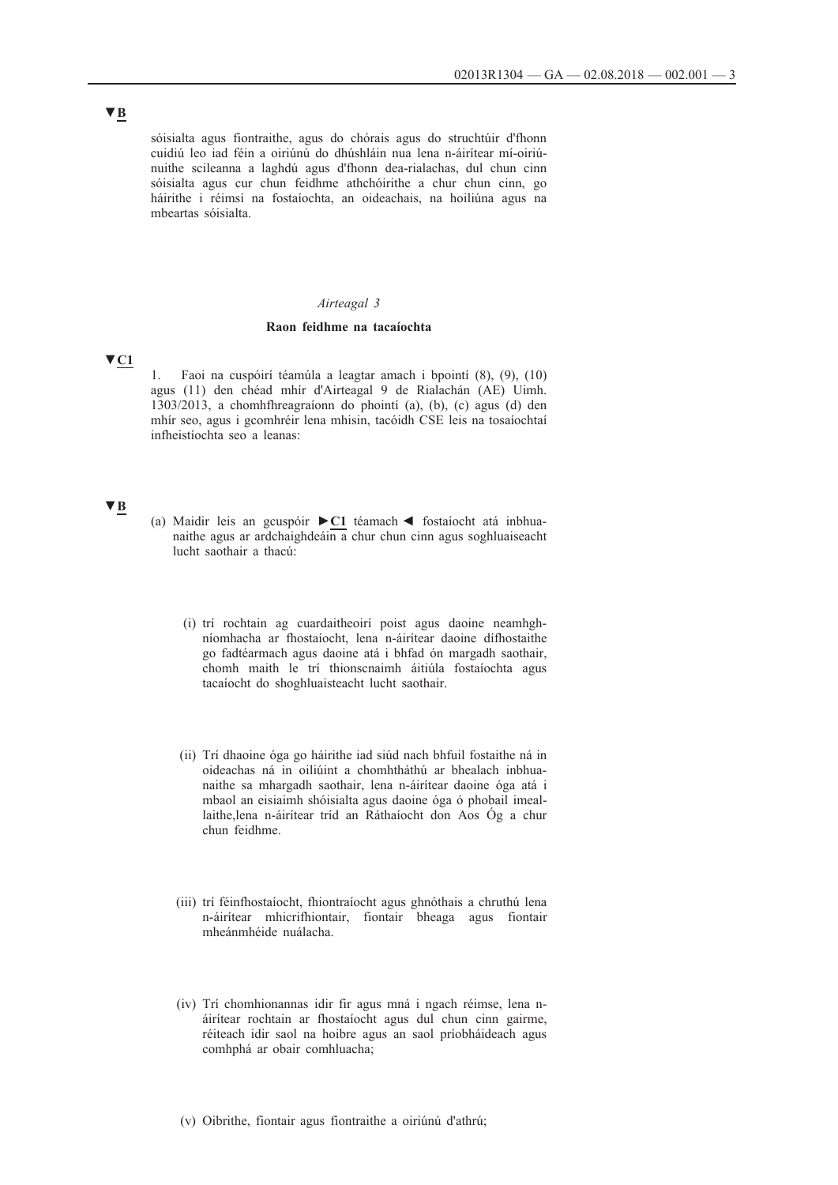▼B

sóisialta agus fiontraithe, agus do chórais agus do struchtúir d'fhonn cuidiú leo iad féin a oiriúnú do dhúshláin nua lena n-áirítear mí-oiriúnuithe scileanna a laghdú agus d'fhonn dea-rialachas, dul chun cinn sóisialta agus cur chun feidhme athchóirithe a chur chun cinn, go háirithe i réimsí na fostaíochta, an oideachais, na hoiliúna agus na mbeartas sóisialta.

*Airteagal 3*

**Raon feidhme na tacaíochta**

▼C1

1. Faoi na cuspóirí téamúla a leagtar amach i bpointí (8), (9), (10) agus (11) den chéad mhír d'Airteagal 9 de Rialachán (AE) Uimh. 1303/2013, a chomhfhreagraíonn do phointí (a), (b), (c) agus (d) den mhír seo, agus i gcomhréir lena mhisin, tacóidh CSE leis na tosaíochtaí infheistíochta seo a leanas:

▼B

(a) Maidir leis an gcuspóir ►C1 téamach ◄ fostaíocht atá inbhuanaithe agus ar ardchaighdeáin a chur chun cinn agus soghluaiseacht lucht saothair a thacú:

(i) trí rochtain ag cuardaitheoirí poist agus daoine neamhghníomhacha ar fhostaíocht, lena n-áirítear daoine dífhostaithe go fadtéarmach agus daoine atá i bhfad ón margadh saothair, chomh maith le trí thionscnaimh áitiúla fostaíochta agus tacaíocht do shoghluaisteacht lucht saothair.

(ii) Trí dhaoine óga go háirithe iad siúd nach bhfuil fostaithe ná in oideachas ná in oiliúint a chomhtháthú ar bhealach inbhuanaithe sa mhargadh saothair, lena n-áirítear daoine óga atá i mbaol an eisiaimh shóisialta agus daoine óga ó phobail imeallaithe,lena n-áirítear tríd an Ráthaíocht don Aos Óg a chur chun feidhme.

(iii) trí féinfhostaíocht, fhiontraíocht agus ghnóthais a chruthú lena n-áirítear mhicrifhiontair, fiontair bheaga agus fiontair mheánmhéide nuálacha.

(iv) Trí chomhionannas idir fir agus mná i ngach réimse, lena n-áirítear rochtain ar fhostaíocht agus dul chun cinn gairme, réiteach idir saol na hoibre agus an saol príobháideach agus comhphá ar obair comhluacha;

(v) Oibrithe, fiontair agus fiontraithe a oiriúnú d'athrú;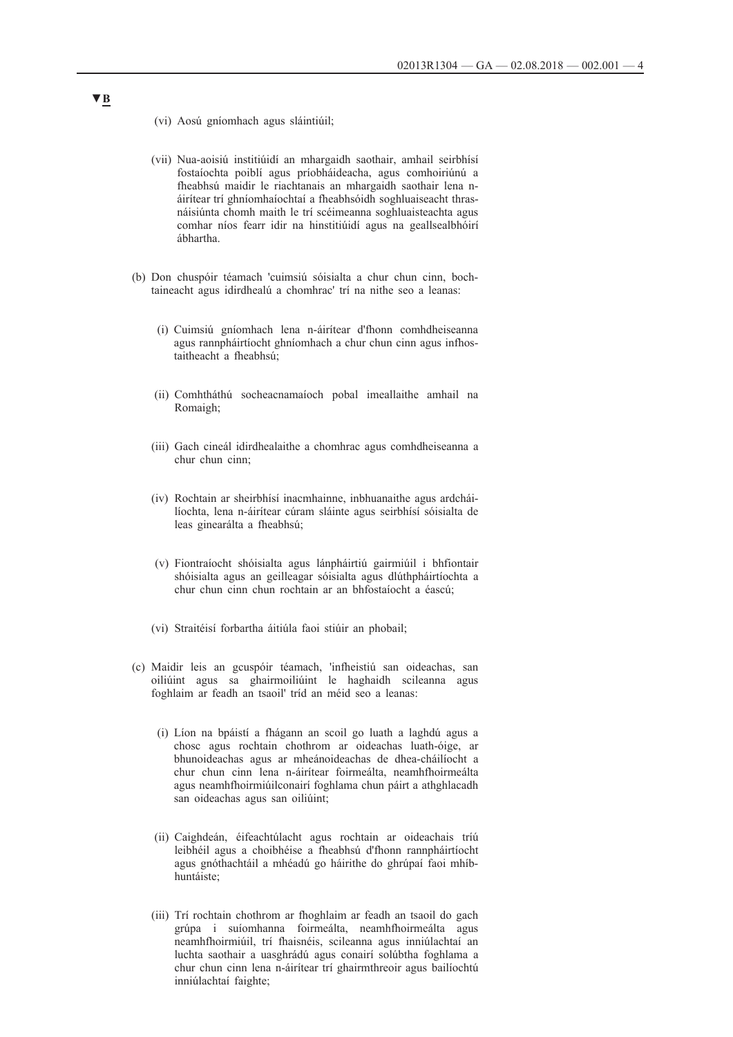▼B

(vi) Aosú gníomhach agus sláintiúil;

(vii) Nua-aoisiú institiúidí an mhargaidh saothair, amhail seirbhísí fostaíochta poiblí agus príobháideacha, agus comhoiriúnú a fheabhsú maidir le riachtanais an mhargaidh saothair lena n-áirítear trí ghníomhaíochtaí a fheabhsóidh soghluaiseacht thrasnáisiúnta chomh maith le trí scéimeanna soghluaisteachta agus comhar níos fearr idir na hinstitiúidí agus na geallsealbhóirí ábhartha.

(b) Don chuspóir téamach 'cuimsiú sóisialta a chur chun cinn, bochtaineacht agus idirdhealú a chomhrac' trí na nithe seo a leanas:

(i) Cuimsiú gníomhach lena n-áirítear d'fhonn comhdheiseanna agus rannpháirtíocht ghníomhach a chur chun cinn agus infhostaitheacht a fheabhsú;

(ii) Comhtháthú socheacnamaíoch pobal imeallaithe amhail na Romaigh;

(iii) Gach cineál idirdhealaithe a chomhrac agus comhdheiseanna a chur chun cinn;

(iv) Rochtain ar sheirbhísí inacmhainne, inbhuanaithe agus ardcháilíochta, lena n-áirítear cúram sláinte agus seirbhísí sóisialta de leas ginearálta a fheabhsú;

(v) Fiontraíocht shóisialta agus lánpháirtiú gairmiúil i bhfiontair shóisialta agus an geilleagar sóisialta agus dlúthpháirtíochta a chur chun cinn chun rochtain ar an bhfostaíocht a éascú;

(vi) Straitéisí forbartha áitiúla faoi stiúir an phobail;

(c) Maidir leis an gcuspóir téamach, 'infheistiú san oideachas, san oiliúint agus sa ghairmoiliúint le haghaidh scileanna agus foghlaim ar feadh an tsaoil' tríd an méid seo a leanas:

(i) Líon na bpáistí a fhágann an scoil go luath a laghdú agus a chosc agus rochtain chothrom ar oideachas luath-óige, ar bhunoideachas agus ar mheánoideachas de dhea-cháilíocht a chur chun cinn lena n-áirítear foirmeálta, neamhfhoirmeálta agus neamhfhoirmiúilconairí foghlama chun páirt a athghlacadh san oideachas agus san oiliúint;

(ii) Caighdeán, éifeachtúlacht agus rochtain ar oideachais tríú leibhéil agus a choibhéise a fheabhsú d'fhonn rannpháirtíocht agus gnóthachtáil a mhéadú go háirithe do ghrúpaí faoi mhíbhuntáiste;

(iii) Trí rochtain chothrom ar fhoghlaim ar feadh an tsaoil do gach grúpa i suíomhanna foirmeálta, neamhfhoirmeálta agus neamhfhoirmiúil, trí fhaisnéis, scileanna agus inniúlachtaí an luchta saothair a uasghrádú agus conairí solúbtha foghlama a chur chun cinn lena n-áirítear trí ghairmthreoir agus bailíochtú inniúlachtaí faighte;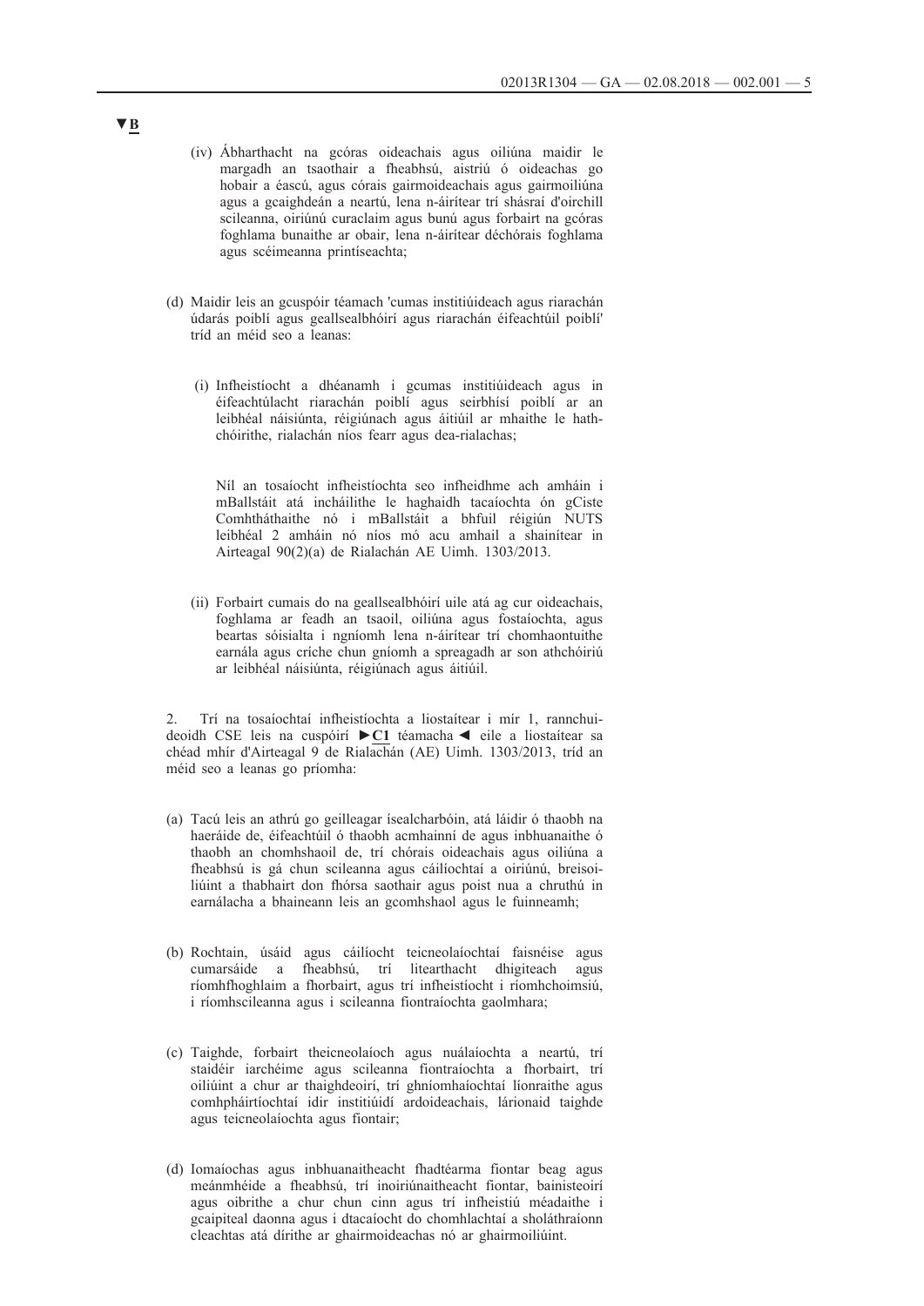▼B

(iv) Ábharthacht na gcóras oideachais agus oiliúna maidir le margadh an tsaothair a fheabhsú, aistriú ó oideachas go hobair a éascú, agus córais gairmoideachais agus gairmoiliúna agus a gcaighdeán a neartú, lena n-áirítear trí shásraí d'oirchill scileanna, oiriúnú curaclaim agus bunú agus forbairt na gcóras foghlama bunaithe ar obair, lena n-áirítear déchórais foghlama agus scéimeanna printíseachta;

(d) Maidir leis an gcuspóir téamach 'cumas institiúideach agus riarachán údarás poiblí agus geallsealbhóirí agus riarachán éifeachtúil poiblí' tríd an méid seo a leanas:

(i) Infheistíocht a dhéanamh i gcumas institiúideach agus in éifeachtúlacht riarachán poiblí agus seirbhísí poiblí ar an leibhéal náisiúnta, réigiúnach agus áitiúil ar mhaithe le hathchóirithe, rialachán níos fearr agus dea-rialachas;

Níl an tosaíocht infheistíochta seo infheidhme ach amháin i mBallstáit atá incháilithe le haghaidh tacaíochta ón gCiste Comhtháthaithe nó i mBallstáit a bhfuil réigiún NUTS leibhéal 2 amháin nó níos mó acu amhail a shainítear in Airteagal 90(2)(a) de Rialachán AE Uimh. 1303/2013.

(ii) Forbairt cumais do na geallsealbhóirí uile atá ag cur oideachais, foghlama ar feadh an tsaoil, oiliúna agus fostaíochta, agus beartas sóisialta i ngníomh lena n-áirítear trí chomhaontuithe earnála agus críche chun gníomh a spreagadh ar son athchóiriú ar leibhéal náisiúnta, réigiúnach agus áitiúil.

2. Trí na tosaíochtaí infheistíochta a liostaítear i mír 1, rannchuideoidh CSE leis na cuspóirí ►C1 téamacha ◄ eile a liostaítear sa chéad mhír d'Airteagal 9 de Rialachán (AE) Uimh. 1303/2013, tríd an méid seo a leanas go príomha:

(a) Tacú leis an athrú go geilleagar ísealcharbóin, atá láidir ó thaobh na haeráide de, éifeachtúil ó thaobh acmhainní de agus inbhuanaithe ó thaobh an chomhshaoil de, trí chórais oideachais agus oiliúna a fheabhsú is gá chun scileanna agus cáilíochtaí a oiriúnú, breisoiliúint a thabhairt don fhórsa saothair agus poist nua a chruthú in earnálacha a bhaineann leis an gcomhshaol agus le fuinneamh;

(b) Rochtain, úsáid agus cáilíocht teicneolaíochtaí faisnéise agus cumarsáide a fheabhsú, trí litearthacht dhigiteach agus ríomhfhoghlaim a fhorbairt, agus trí infheistíocht i ríomhchoimsiú, i ríomhscileanna agus i scileanna fiontraíochta gaolmhara;

(c) Taighde, forbairt theicneolaíoch agus nuálaíochta a neartú, trí staidéir iarchéime agus scileanna fiontraíochta a fhorbairt, trí oiliúint a chur ar thaighdeoirí, trí ghníomhaíochtaí líonraithe agus comhpháirtíochtaí idir institiúidí ardoideachais, lárionaid taighde agus teicneolaíochta agus fiontair;

(d) Iomaíochas agus inbhuanaitheacht fhadtéarma fiontar beag agus meánmhéide a fheabhsú, trí inoiriúnaitheacht fiontar, bainisteoirí agus oibrithe a chur chun cinn agus trí infheistiú méadaithe i gcaipiteal daonna agus i dtacaíocht do chomhlachtaí a sholáthraíonn cleachtas atá dírithe ar ghairmoideachas nó ar ghairmoiliúint.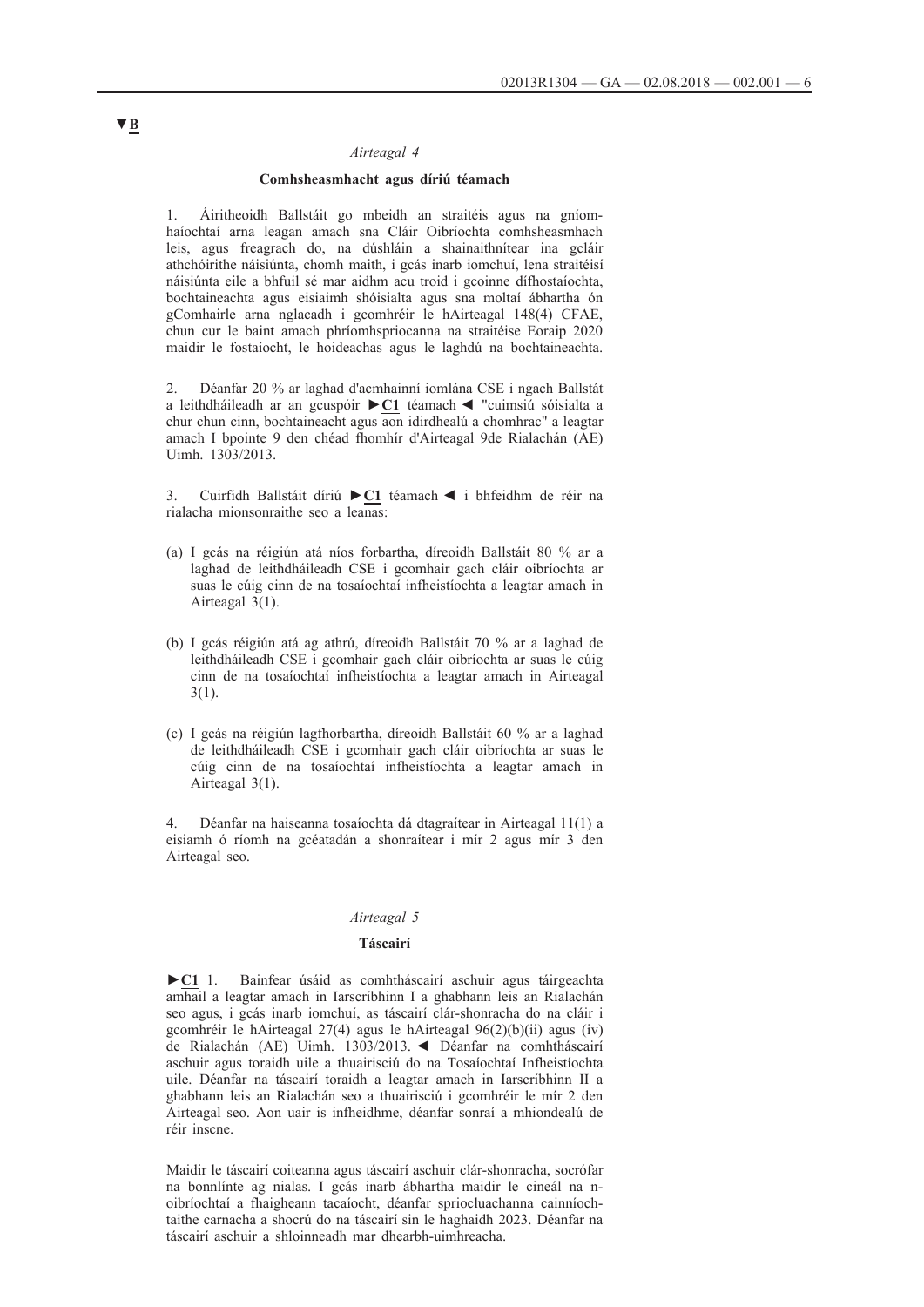▼B

*Airteagal 4*

**Comhsheasmhacht agus díriú téamach**

1. Áiritheoidh Ballstáit go mbeidh an straitéis agus na gníomhaíochtaí arna leagan amach sna Cláir Oibríochta comhsheasmhach leis, agus freagrach do, na dúshláin a shainaithnítear ina gcláir athchóirithe náisiúnta, chomh maith, i gcás inarb iomchuí, lena straitéisí náisiúnta eile a bhfuil sé mar aidhm acu troid i gcoinne dífhostaíochta, bochtaineachta agus eisiaimh shóisialta agus sna moltaí ábhartha ón gComhairle arna nglacadh i gcomhréir le hAirteagal 148(4) CFAE, chun cur le baint amach phríomhspriocanna na straitéise Eoraip 2020 maidir le fostaíocht, le hoideachas agus le laghdú na bochtaineachta.

2. Déanfar 20 % ar laghad d'acmhainní iomlána CSE i ngach Ballstát a leithdháileadh ar an gcuspóir ►C1 téamach ◄ "cuimsiú sóisialta a chur chun cinn, bochtaineacht agus aon idirdhealú a chomhrac" a leagtar amach I bpointe 9 den chéad fhomhír d'Airteagal 9de Rialachán (AE) Uimh. 1303/2013.

3. Cuirfidh Ballstáit díriú ►C1 téamach ◄ i bhfeidhm de réir na rialacha mionsonraithe seo a leanas:

(a) I gcás na réigiún atá níos forbartha, díreoidh Ballstáit 80 % ar a laghad de leithdháileadh CSE i gcomhair gach cláir oibríochta ar suas le cúig cinn de na tosaíochtaí infheistíochta a leagtar amach in Airteagal 3(1).

(b) I gcás réigiún atá ag athrú, díreoidh Ballstáit 70 % ar a laghad de leithdháileadh CSE i gcomhair gach cláir oibríochta ar suas le cúig cinn de na tosaíochtaí infheistíochta a leagtar amach in Airteagal 3(1).

(c) I gcás na réigiún lagfhorbartha, díreoidh Ballstáit 60 % ar a laghad de leithdháileadh CSE i gcomhair gach cláir oibríochta ar suas le cúig cinn de na tosaíochtaí infheistíochta a leagtar amach in Airteagal 3(1).

4. Déanfar na haiseanna tosaíochta dá dtagraítear in Airteagal 11(1) a eisiamh ó ríomh na gcéatadán a shonraítear i mír 2 agus mír 3 den Airteagal seo.

*Airteagal 5*

**Táscairí**

►C1 1. Bainfear úsáid as comhtháscairí aschuir agus táirgeachta amhail a leagtar amach in Iarscríbhinn I a ghabhann leis an Rialachán seo agus, i gcás inarb iomchuí, as táscairí clár-shonracha do na cláir i gcomhréir le hAirteagal 27(4) agus le hAirteagal 96(2)(b)(ii) agus (iv) de Rialachán (AE) Uimh. 1303/2013. ◄ Déanfar na comhtháscairí aschuir agus toraidh uile a thuairisciú do na Tosaíochtaí Infheistíochta uile. Déanfar na táscairí toraidh a leagtar amach in Iarscríbhinn II a ghabhann leis an Rialachán seo a thuairisciú i gcomhréir le mír 2 den Airteagal seo. Aon uair is infheidhme, déanfar sonraí a mhiondealú de réir inscne.

Maidir le táscairí coiteanna agus táscairí aschuir clár-shonracha, socrófar na bonnlínte ag nialas. I gcás inarb ábhartha maidir le cineál na n-oibríochtaí a fhaigheann tacaíocht, déanfar spriocluachanna cainníochtaithe carnacha a shocrú do na táscairí sin le haghaidh 2023. Déanfar na táscairí aschuir a shloinneadh mar dhearbh-uimhreacha.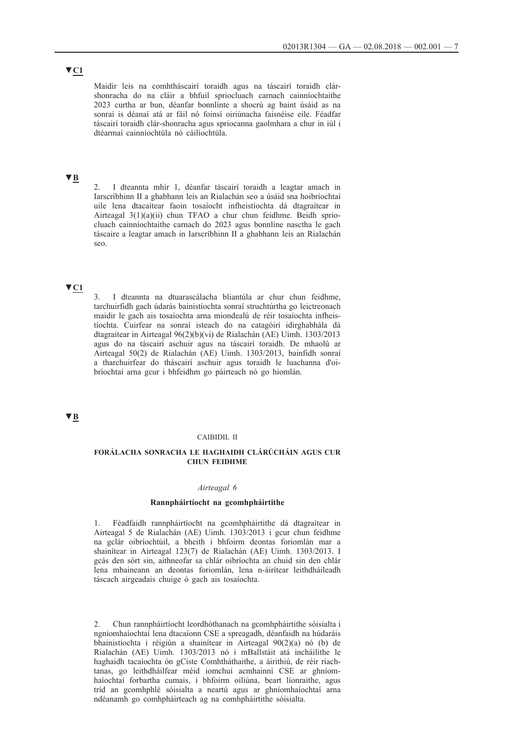▼C1

Maidir leis na comhtháscairí toraidh agus na táscairí toraidh clár-shonracha do na cláir a bhfuil spriocluach carnach cainníochtaithe 2023 curtha ar bun, déanfar bonnlínte a shocrú ag baint úsáid as na sonraí is déanaí atá ar fáil nó foinsí oiriúnacha faisnéise eile. Féadfar táscairí toraidh clár-shonracha agus spriocanna gaolmhara a chur in iúl i dtéarmaí cainníochtúla nó cáilíochtúla.

▼B

2. I dteannta mhír 1, déanfar táscairí toraidh a leagtar amach in Iarscríbhinn II a ghabhann leis an Rialachán seo a úsáid sna hoibríochtaí uile lena dtacaítear faoin tosaíocht infheistíochta dá dtagraítear in Airteagal 3(1)(a)(ii) chun TFAO a chur chun feidhme. Beidh spriocluach cainníochtaithe carnach do 2023 agus bonnlíne nasctha le gach táscaire a leagtar amach in Iarscríbhinn II a ghabhann leis an Rialachán seo.

▼C1

3. I dteannta na dtuarascálacha bliantúla ar chur chun feidhme, tarchuirfidh gach údarás bainistíochta sonraí struchtúrtha go leictreonach maidir le gach ais tosaíochta arna miondealú de réir tosaíochta infheistíochta. Cuirfear na sonraí isteach do na catagóirí idirghabhála dá dtagraítear in Airteagal 96(2)(b)(vi) de Rialachán (AE) Uimh. 1303/2013 agus do na táscairí aschuir agus na táscairí toraidh. De mhaolú ar Airteagal 50(2) de Rialachán (AE) Uimh. 1303/2013, bainfidh sonraí a tharchuirfear do tháscairí aschuir agus toraidh le luachanna d'oibríochtaí arna gcur i bhfeidhm go páirteach nó go hiomlán.

▼B

CAIBIDIL II

## FORÁLACHA SONRACHA LE HAGHAIDH CLÁRÚCHÁIN AGUS CUR CHUN FEIDHME

*Airteagal 6*

### Rannpháirtíocht na gcomhpháirtithe

1. Féadfaidh rannpháirtíocht na gcomhpháirtithe dá dtagraítear in Airteagal 5 de Rialachán (AE) Uimh. 1303/2013 i gcur chun feidhme na gclár oibríochtúil, a bheith i bhfoirm deontas foriomlán mar a shainítear in Airteagal 123(7) de Rialachán (AE) Uimh. 1303/2013. I gcás den sórt sin, aithneofar sa chlár oibríochta an chuid sin den chlár lena mbaineann an deontas foriomlán, lena n-áirítear leithdháileadh táscach airgeadais chuige ó gach ais tosaíochta.

2. Chun rannpháirtíocht leordhóthanach na gcomhpháirtithe sóisialta i ngníomhaíochtaí lena dtacaíonn CSE a spreagadh, déanfaidh na húdaráis bhainistíochta i réigiún a shainítear in Airteagal 90(2)(a) nó (b) de Rialachán (AE) Uimh. 1303/2013 nó i mBallstáit atá incháilithe le haghaidh tacaíochta ón gCiste Comhtháthaithe, a áirithiú, de réir riachtanas, go leithdháilfear méid iomchuí acmhainní CSE ar ghníomhaíochtaí forbartha cumais, i bhfoirm oiliúna, beart líonraithe, agus tríd an gcomhphlé sóisialta a neartú agus ar ghníomhaíochtaí arna ndéanamh go comhpháirteach ag na comhpháirtithe sóisialta.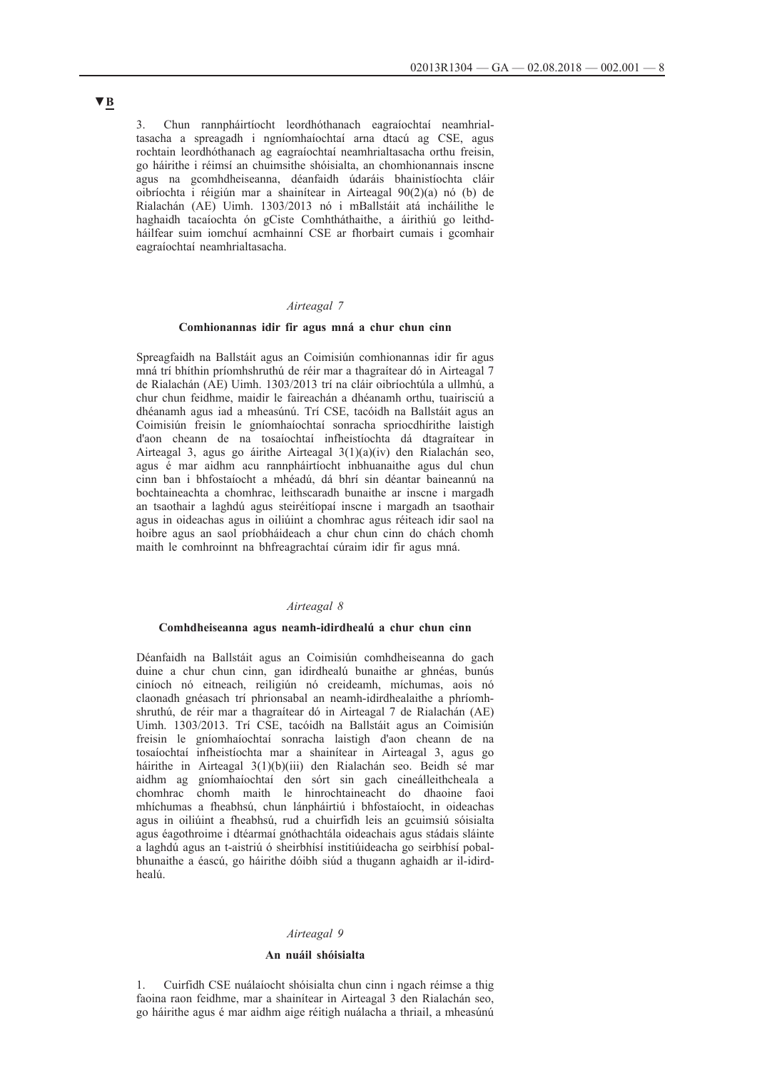▼B

3. Chun rannpháirtíocht leordhóthanach eagraíochtaí neamhrialtasacha a spreagadh i ngníomhaíochtaí arna dtacú ag CSE, agus rochtain leordhóthanach ag eagraíochtaí neamhrialtasacha orthu freisin, go háirithe i réimsí an chuimsithe shóisialta, an chomhionannais inscne agus na gcomhdheiseanna, déanfaidh údaráis bhainistíochta cláir oibríochta i réigiún mar a shainítear in Airteagal 90(2)(a) nó (b) de Rialachán (AE) Uimh. 1303/2013 nó i mBallstáit atá incháilithe le haghaidh tacaíochta ón gCiste Comhtháthaithe, a áirithiú go leithdháilfear suim iomchuí acmhainní CSE ar fhorbairt cumais i gcomhair eagraíochtaí neamhrialtasacha.

*Airteagal 7*

**Comhionannas idir fir agus mná a chur chun cinn**

Spreagfaidh na Ballstáit agus an Coimisiún comhionannas idir fir agus mná trí bhíthin príomhshruthú de réir mar a thagraítear dó in Airteagal 7 de Rialachán (AE) Uimh. 1303/2013 trí na cláir oibríochtúla a ullmhú, a chur chun feidhme, maidir le faireachán a dhéanamh orthu, tuairisciú a dhéanamh agus iad a mheasúnú. Trí CSE, tacóidh na Ballstáit agus an Coimisiún freisin le gníomhaíochtaí sonracha spriocdhírithe laistigh d'aon cheann de na tosaíochtaí infheistíochta dá dtagraítear in Airteagal 3, agus go áirithe Airteagal 3(1)(a)(iv) den Rialachán seo, agus é mar aidhm acu rannpháirtíocht inbhuanaithe agus dul chun cinn ban i bhfostaíocht a mhéadú, dá bhrí sin déantar baineannú na bochtaineachta a chomhrac, leithscaradh bunaithe ar inscne i margadh an tsaothair a laghdú agus steiréitíopaí inscne i margadh an tsaothair agus in oideachas agus in oiliúint a chomhrac agus réiteach idir saol na hoibre agus an saol príobháideach a chur chun cinn do chách chomh maith le comhroinnt na bhfreagrachtaí cúraim idir fir agus mná.

*Airteagal 8*

**Comhdheiseanna agus neamh-idirdhealú a chur chun cinn**

Déanfaidh na Ballstáit agus an Coimisiún comhdheiseanna do gach duine a chur chun cinn, gan idirdhealú bunaithe ar ghnéas, bunús ciníoch nó eitneach, reiligiún nó creideamh, míchumas, aois nó claonadh gnéasach trí phrionsabal an neamh-idirdhealaithe a phríomhshruthú, de réir mar a thagraítear dó in Airteagal 7 de Rialachán (AE) Uimh. 1303/2013. Trí CSE, tacóidh na Ballstáit agus an Coimisiún freisin le gníomhaíochtaí sonracha laistigh d'aon cheann de na tosaíochtaí infheistíochta mar a shainítear in Airteagal 3, agus go háirithe in Airteagal 3(1)(b)(iii) den Rialachán seo. Beidh sé mar aidhm ag gníomhaíochtaí den sórt sin gach cineálleithcheala a chomhrac chomh maith le hinrochtaineacht do dhaoine faoi mhíchumas a fheabhsú, chun lánpháirtiú i bhfostaíocht, in oideachas agus in oiliúint a fheabhsú, rud a chuirfidh leis an gcuimsiú sóisialta agus éagothroime i dtéarmaí gnóthachtála oideachais agus stádais sláinte a laghdú agus an t-aistriú ó sheirbhísí institiúideacha go seirbhísí pobalbhunaithe a éascú, go háirithe dóibh siúd a thugann aghaidh ar il-idirdhealú.

*Airteagal 9*

**An nuáil shóisialta**

1. Cuirfidh CSE nuálaíocht shóisialta chun cinn i ngach réimse a thig faoina raon feidhme, mar a shainítear in Airteagal 3 den Rialachán seo, go háirithe agus é mar aidhm aige réitigh nuálacha a thriail, a mheasúnú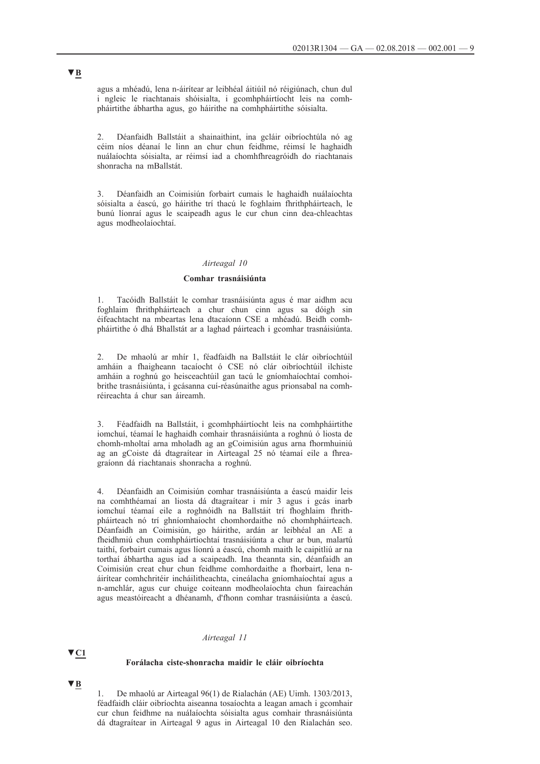▼B

agus a mhéadú, lena n-áirítear ar leibhéal áitiúil nó réigiúnach, chun dul i ngleic le riachtanais shóisialta, i gcomhpháirtíocht leis na comhpháirtithe ábhartha agus, go háirithe na comhpháirtithe sóisialta.

2. Déanfaidh Ballstáit a shainaithint, ina gcláir oibríochtúla nó ag céim níos déanaí le linn an chur chun feidhme, réimsí le haghaidh nuálaíochta sóisialta, ar réimsí iad a chomhfhreagróidh do riachtanais shonracha na mBallstát.

3. Déanfaidh an Coimisiún forbairt cumais le haghaidh nuálaíochta sóisialta a éascú, go háirithe trí thacú le foghlaim fhrithpháirteach, le bunú líonraí agus le scaipeadh agus le cur chun cinn dea-chleachtas agus modheolaíochtaí.

*Airteagal 10*

**Comhar trasnáisiúnta**

1. Tacóidh Ballstáit le comhar trasnáisiúnta agus é mar aidhm acu foghlaim fhrithpháirteach a chur chun cinn agus sa dóigh sin éifeachtacht na mbeartas lena dtacaíonn CSE a mhéadú. Beidh comhpháirtithe ó dhá Bhallstát ar a laghad páirteach i gcomhar trasnáisiúnta.

2. De mhaolú ar mhír 1, féadfaidh na Ballstáit le clár oibríochtúil amháin a fhaigheann tacaíocht ó CSE nó clár oibríochtúil ilchiste amháin a roghnú go heisceachtúil gan tacú le gníomhaíochtaí comhoibrithe trasnáisiúnta, i gcásanna cuí-réasúnaithe agus prionsabal na comhréireachta á chur san áireamh.

3. Féadfaidh na Ballstáit, i gcomhpháirtíocht leis na comhpháirtithe iomchuí, téamaí le haghaidh comhair thrasnáisiúnta a roghnú ó liosta de chomh-mholtaí arna mholadh ag an gCoimisiún agus arna fhormhuiniú ag an gCoiste dá dtagraítear in Airteagal 25 nó téamaí eile a fhreagraíonn dá riachtanais shonracha a roghnú.

4. Déanfaidh an Coimisiún comhar trasnáisiúnta a éascú maidir leis na comhthéamaí an liosta dá dtagraítear i mír 3 agus i gcás inarb iomchuí téamaí eile a roghnóidh na Ballstáit trí fhoghlaim fhrithpháirteach nó trí ghníomhaíocht chomhordaithe nó chomhpháirteach. Déanfaidh an Coimisiún, go háirithe, ardán ar leibhéal an AE a fheidhmiú chun comhpháirtíochtaí trasnáisiúnta a chur ar bun, malartú taithí, forbairt cumais agus líonrú a éascú, chomh maith le caipitliú ar na torthaí ábhartha agus iad a scaipeadh. Ina theannta sin, déanfaidh an Coimisiún creat chur chun feidhme comhordaithe a fhorbairt, lena n-áirítear comhchritéir incháilitheachta, cineálacha gníomhaíochtaí agus a n-amchlár, agus cur chuige coiteann modheolaíochta chun faireachán agus meastóireacht a dhéanamh, d'fhonn comhar trasnáisiúnta a éascú.

*Airteagal 11*

▼C1

**Forálacha ciste-shonracha maidir le cláir oibríochta**

▼B

1. De mhaolú ar Airteagal 96(1) de Rialachán (AE) Uimh. 1303/2013, féadfaidh cláir oibríochta aiseanna tosaíochta a leagan amach i gcomhair cur chun feidhme na nuálaíochta sóisialta agus comhair thrasnáisiúnta dá dtagraítear in Airteagal 9 agus in Airteagal 10 den Rialachán seo.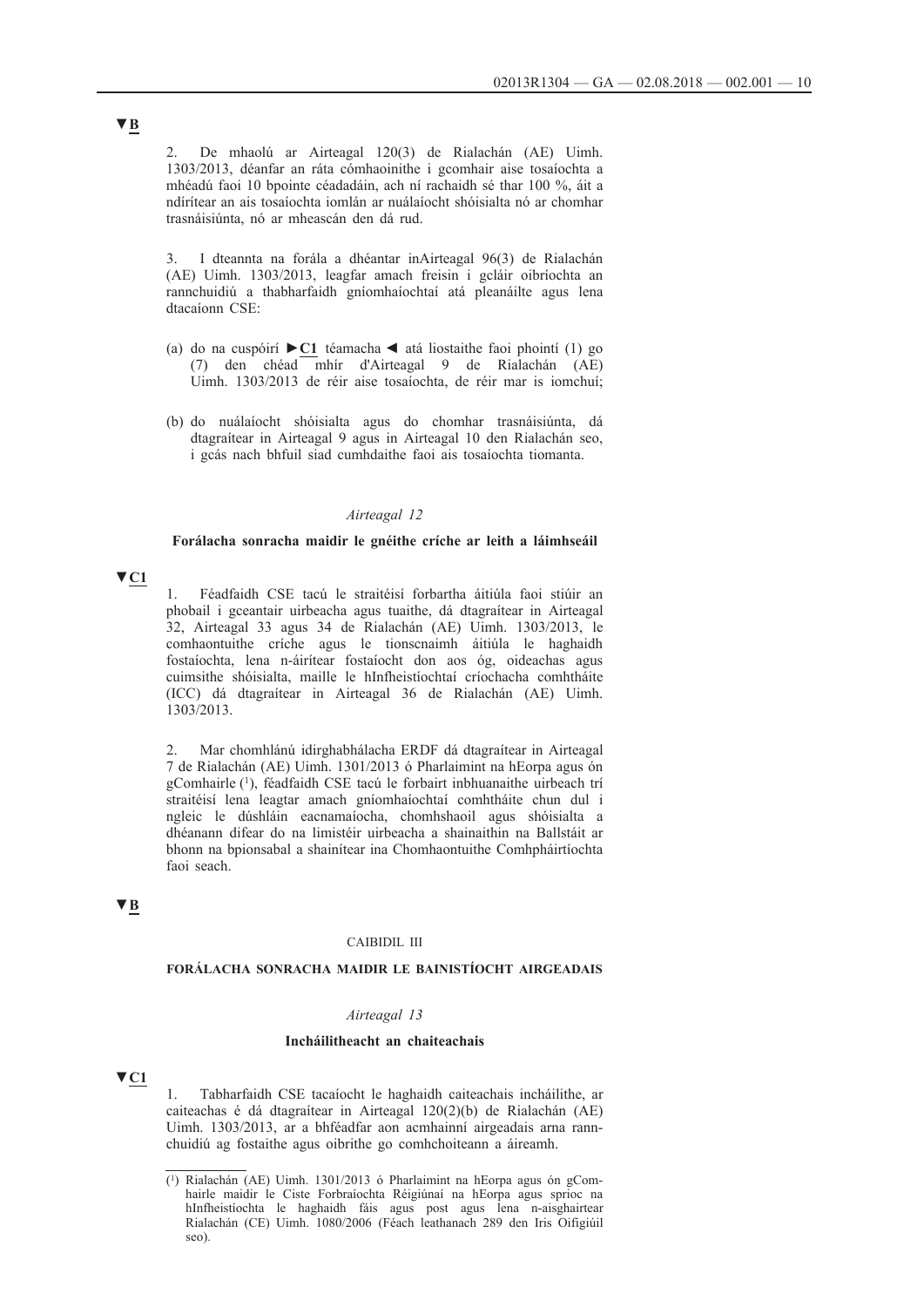▼B

2. De mhaolú ar Airteagal 120(3) de Rialachán (AE) Uimh. 1303/2013, déanfar an ráta cómhaoinithe i gcomhair aise tosaíochta a mhéadú faoi 10 bpointe céadadáin, ach ní rachaidh sé thar 100 %, áit a ndírítear an ais tosaíochta iomlán ar nuálaíocht shóisialta nó ar chomhar trasnáisiúnta, nó ar mheascán den dá rud.

3. I dteannta na forála a dhéantar inAirteagal 96(3) de Rialachán (AE) Uimh. 1303/2013, leagfar amach freisin i gcláir oibríochta an rannchuidiú a thabharfaidh gníomhaíochtaí atá pleanáilte agus lena dtacaíonn CSE:

(a) do na cuspóirí ►C1 téamacha ◄ atá liostaithe faoi phointí (1) go (7) den chéad mhír d'Airteagal 9 de Rialachán (AE) Uimh. 1303/2013 de réir aise tosaíochta, de réir mar is iomchuí;

(b) do nuálaíocht shóisialta agus do chomhar trasnáisiúnta, dá dtagraítear in Airteagal 9 agus in Airteagal 10 den Rialachán seo, i gcás nach bhfuil siad cumhdaithe faoi ais tosaíochta tiomanta.

*Airteagal 12*

**Forálacha sonracha maidir le gnéithe críche ar leith a láimhseáil**

▼C1

1. Féadfaidh CSE tacú le straitéisí forbartha áitiúla faoi stiúir an phobail i gceantair uirbeacha agus tuaithe, dá dtagraítear in Airteagal 32, Airteagal 33 agus 34 de Rialachán (AE) Uimh. 1303/2013, le comhaontuithe críche agus le tionscnaimh áitiúla le haghaidh fostaíochta, lena n-áirítear fostaíocht don aos óg, oideachas agus cuimsithe shóisialta, maille le hInfheistíochtaí críochacha comhtháite (ICC) dá dtagraítear in Airteagal 36 de Rialachán (AE) Uimh. 1303/2013.

2. Mar chomhlánú idirghabhálacha ERDF dá dtagraítear in Airteagal 7 de Rialachán (AE) Uimh. 1301/2013 ó Pharlaimint na hEorpa agus ón gComhairle [1], féadfaidh CSE tacú le forbairt inbhuanaithe uirbeach trí straitéisí lena leagtar amach gníomhaíochtaí comhtháite chun dul i ngleic le dúshláin eacnamaíocha, chomhshaoil agus shóisialta a dhéanann difear do na limistéir uirbeacha a shainaithin na Ballstáit ar bhonn na bprionsabal a shainítear ina Chomhaontuithe Comhpháirtíochta faoi seach.

▼B

CAIBIDIL III

**FORÁLACHA SONRACHA MAIDIR LE BAINISTÍOCHT AIRGEADAIS**

*Airteagal 13*

**Incháilitheacht an chaiteachais**

▼C1

1. Tabharfaidh CSE tacaíocht le haghaidh caiteachais incháilithe, ar caiteachas é dá dtagraítear in Airteagal 120(2)(b) de Rialachán (AE) Uimh. 1303/2013, ar a bhféadfar aon acmhainní airgeadais arna rannchuidiú ag fostaithe agus oibrithe go comhchoiteann a áireamh.

---

[1] Rialachán (AE) Uimh. 1301/2013 ó Pharlaimint na hEorpa agus ón gComhairle maidir le Ciste Forbraíochta Réigiúnaí na hEorpa agus sprioc na hInfheistíochta le haghaidh fáis agus post agus lena n-aisghairtear Rialachán (CE) Uimh. 1080/2006 (Féach leathanach 289 den Iris Oifigiúil seo).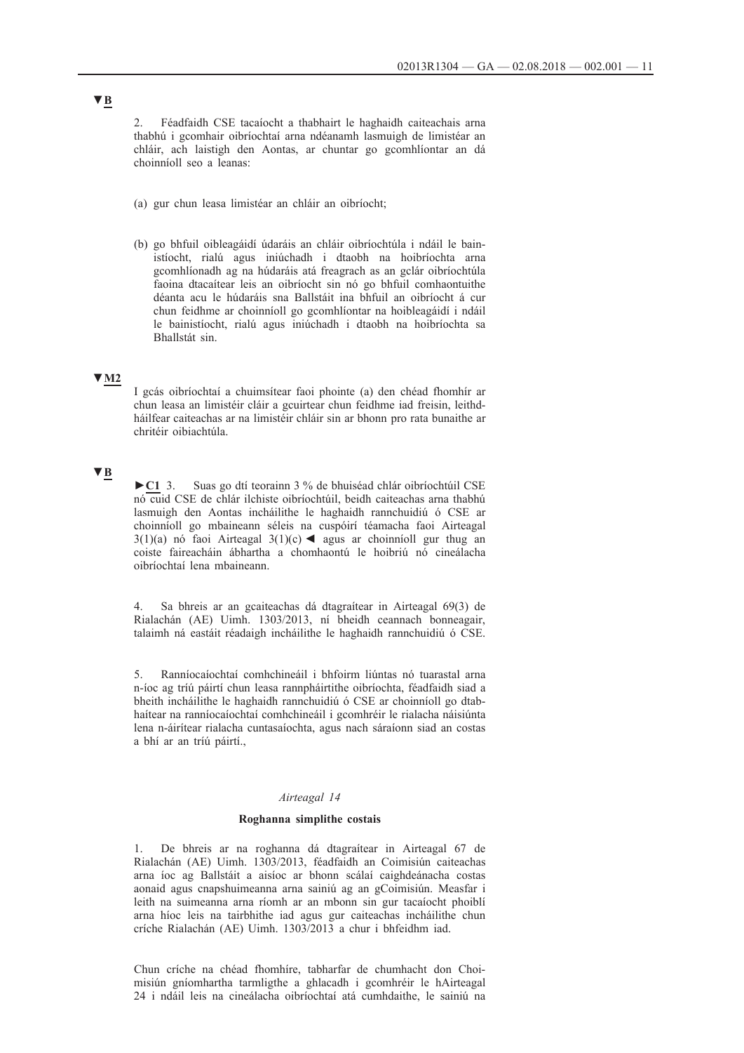▼B

2. Féadfaidh CSE tacaíocht a thabhairt le haghaidh caiteachais arna thabhú i gcomhair oibríochtaí arna ndéanamh lasmuigh de limistéar an chláir, ach laistigh den Aontas, ar chuntar go gcomhlíontar an dá choinníoll seo a leanas:

(a) gur chun leasa limistéar an chláir an oibríocht;

(b) go bhfuil oibleagáidí údaráis an chláir oibríochtúla i ndáil le bainistíocht, rialú agus iniúchadh i dtaobh na hoibríochta arna gcomhlíonadh ag na húdaráis atá freagrach as an gclár oibríochtúla faoina dtacaítear leis an oibríocht sin nó go bhfuil comhaontuithe déanta acu le húdaráis sna Ballstáit ina bhfuil an oibríocht á cur chun feidhme ar choinníoll go gcomhlíontar na hoibleagáidí i ndáil le bainistíocht, rialú agus iniúchadh i dtaobh na hoibríochta sa Bhallstát sin.

▼M2

I gcás oibríochtaí a chuimsítear faoi phointe (a) den chéad fhomhír ar chun leasa an limistéir cláir a gcuirtear chun feidhme iad freisin, leithdháilfear caiteachas ar na limistéir chláir sin ar bhonn pro rata bunaithe ar chritéir oibiachtúla.

▼B

►C1 3. Suas go dtí teorainn 3 % de bhuiséad chlár oibríochtúil CSE nó cuid CSE de chlár ilchiste oibríochtúil, beidh caiteachas arna thabhú lasmuigh den Aontas incháilithe le haghaidh rannchuidiú ó CSE ar choinníoll go mbaineann séleis na cuspóirí téamacha faoi Airteagal 3(1)(a) nó faoi Airteagal 3(1)(c) ◄ agus ar choinníoll gur thug an coiste faireacháin ábhartha a chomhaontú le hoibriú nó cineálacha oibríochtaí lena mbaineann.

4. Sa bhreis ar an gcaiteachas dá dtagraítear in Airteagal 69(3) de Rialachán (AE) Uimh. 1303/2013, ní bheidh ceannach bonneagair, talaimh ná eastáit réadaigh incháilithe le haghaidh rannchuidiú ó CSE.

5. Ranníocaíochtaí comhchineáil i bhfoirm liúntas nó tuarastal arna n-íoc ag tríú páirtí chun leasa rannpháirtithe oibríochta, féadfaidh siad a bheith incháilithe le haghaidh rannchuidiú ó CSE ar choinníoll go dtabhaítear na ranníocaíochtaí comhchineáil i gcomhréir le rialacha náisiúnta lena n-áirítear rialacha cuntasaíochta, agus nach sáraíonn siad an costas a bhí ar an tríú páirtí.,

*Airteagal 14*

**Roghanna simplithe costais**

1. De bhreis ar na roghanna dá dtagraítear in Airteagal 67 de Rialachán (AE) Uimh. 1303/2013, féadfaidh an Coimisiún caiteachas arna íoc ag Ballstáit a aisíoc ar bhonn scálaí caighdeánacha costas aonaid agus cnapshuimeanna arna sainiú ag an gCoimisiún. Measfar i leith na suimeanna arna ríomh ar an mbonn sin gur tacaíocht phoiblí arna híoc leis na tairbhithe iad agus gur caiteachas incháilithe chun críche Rialachán (AE) Uimh. 1303/2013 a chur i bhfeidhm iad.

Chun críche na chéad fhomhíre, tabharfar de chumhacht don Choimisiún gníomhartha tarmligthe a ghlacadh i gcomhréir le hAirteagal 24 i ndáil leis na cineálacha oibríochtaí atá cumhdaithe, le sainiú na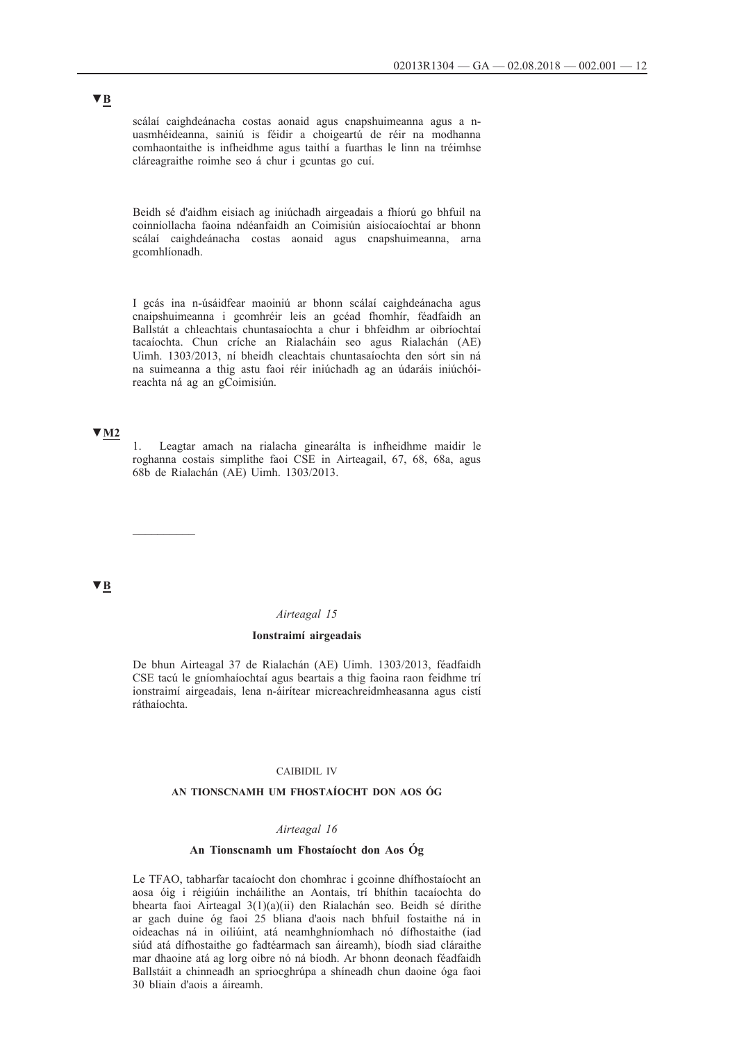▼B

scálaí caighdeánacha costas aonaid agus cnapshuimeanna agus a n-uasmhéideanna, sainiú is féidir a choigeartú de réir na modhanna comhaontaithe is infheidhme agus taithí a fuarthas le linn na tréimhse cláreagraithe roimhe seo á chur i gcuntas go cuí.

Beidh sé d'aidhm eisiach ag iniúchadh airgeadais a fhíorú go bhfuil na coinníollacha faoina ndéanfaidh an Coimisiún aisíocaíochtaí ar bhonn scálaí caighdeánacha costas aonaid agus cnapshuimeanna, arna gcomhlíonadh.

I gcás ina n-úsáidfear maoiniú ar bhonn scálaí caighdeánacha agus cnaipshuimeanna i gcomhréir leis an gcéad fhomhír, féadfaidh an Ballstát a chleachtais chuntasaíochta a chur i bhfeidhm ar oibríochtaí tacaíochta. Chun críche an Rialacháin seo agus Rialachán (AE) Uimh. 1303/2013, ní bheidh cleachtais chuntasaíochta den sórt sin ná na suimeanna a thig astu faoi réir iniúchadh ag an údaráis iniúchóireachta ná ag an gCoimisiún.

▼M2

1. Leagtar amach na rialacha ginearálta is infheidhme maidir le roghanna costais simplithe faoi CSE in Airteagail, 67, 68, 68a, agus 68b de Rialachán (AE) Uimh. 1303/2013.

---

▼B

*Airteagal 15*

**Ionstraimí airgeadais**

De bhun Airteagal 37 de Rialachán (AE) Uimh. 1303/2013, féadfaidh CSE tacú le gníomhaíochtaí agus beartais a thig faoina raon feidhme trí ionstraimí airgeadais, lena n-áirítear micreachreidmheasanna agus cistí ráthaíochta.

CAIBIDIL IV

**AN TIONSCNAMH UM FHOSTAÍOCHT DON AOS ÓG**

*Airteagal 16*

**An Tionscnamh um Fhostaíocht don Aos Óg**

Le TFAO, tabharfar tacaíocht don chomhrac i gcoinne dhífhostaíocht an aosa óig i réigiúin incháilithe an Aontais, trí bhíthin tacaíochta do bhearta faoi Airteagal 3(1)(a)(ii) den Rialachán seo. Beidh sé dírithe ar gach duine óg faoi 25 bliana d'aois nach bhfuil fostaithe ná in oideachas ná in oiliúint, atá neamhghníomhach nó dífhostaithe (iad siúd atá dífhostaithe go fadtéarmach san áireamh), bíodh siad cláraithe mar dhaoine atá ag lorg oibre nó ná bíodh. Ar bhonn deonach féadfaidh Ballstáit a chinneadh an spriocghrúpa a shíneadh chun daoine óga faoi 30 bliain d'aois a áireamh.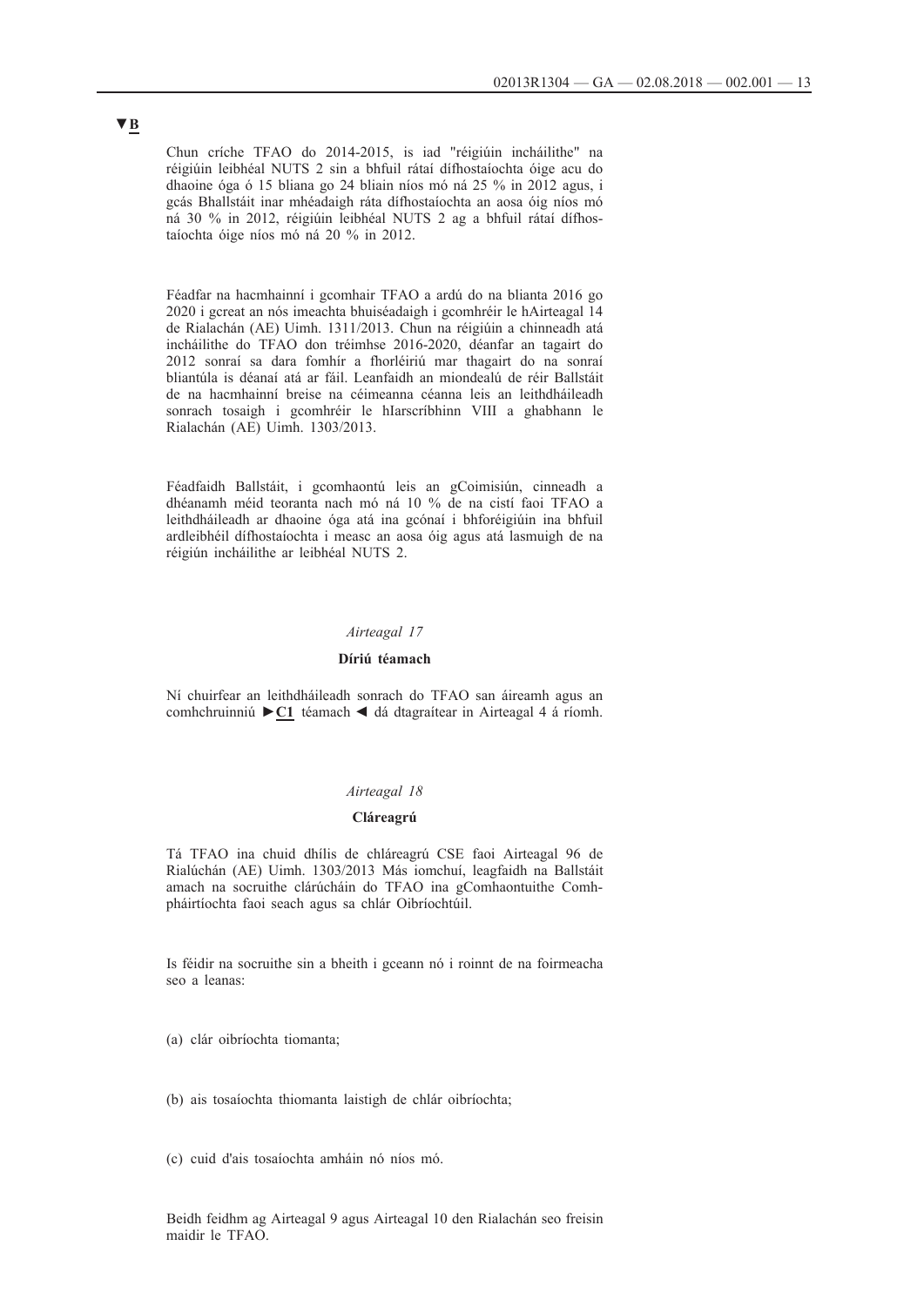▼B

Chun críche TFAO do 2014-2015, is iad "réigiúin incháilithe" na réigiúin leibhéal NUTS 2 sin a bhfuil rátaí dífhostaíochta óige acu do dhaoine óga ó 15 bliana go 24 bliain níos mó ná 25 % in 2012 agus, i gcás Bhallstáit inar mhéadaigh ráta dífhostaíochta an aosa óig níos mó ná 30 % in 2012, réigiúin leibhéal NUTS 2 ag a bhfuil rátaí dífhostaíochta óige níos mó ná 20 % in 2012.

Féadfar na hacmhainní i gcomhair TFAO a ardú do na blianta 2016 go 2020 i gcreat an nós imeachta bhuiséadaigh i gcomhréir le hAirteagal 14 de Rialachán (AE) Uimh. 1311/2013. Chun na réigiúin a chinneadh atá incháilithe do TFAO don tréimhse 2016-2020, déanfar an tagairt do 2012 sonraí sa dara fomhír a fhorléiriú mar thagairt do na sonraí bliantúla is déanaí atá ar fáil. Leanfaidh an miondealú de réir Ballstáit de na hacmhainní breise na céimeanna céanna leis an leithdháileadh sonrach tosaigh i gcomhréir le hIarscríbhinn VIII a ghabhann le Rialachán (AE) Uimh. 1303/2013.

Féadfaidh Ballstáit, i gcomhaontú leis an gCoimisiún, cinneadh a dhéanamh méid teoranta nach mó ná 10 % de na cistí faoi TFAO a leithdháileadh ar dhaoine óga atá ina gcónaí i bhforéigiúin ina bhfuil ardleibhéil dífhostaíochta i measc an aosa óig agus atá lasmuigh de na réigiúin incháilithe ar leibhéal NUTS 2.

*Airteagal 17*

**Díriú téamach**

Ní chuirfear an leithdháileadh sonrach do TFAO san áireamh agus an comhchruinniú ►C1 téamach ◄ dá dtagraítear in Airteagal 4 á ríomh.

*Airteagal 18*

**Cláreagrú**

Tá TFAO ina chuid dhílis de chláreagrú CSE faoi Airteagal 96 de Rialúchán (AE) Uimh. 1303/2013 Más iomchuí, leagfaidh na Ballstáit amach na socruithe clárúcháin do TFAO ina gComhaontuithe Comhpháirtíochta faoi seach agus sa chlár Oibríochtúil.

Is féidir na socruithe sin a bheith i gceann nó i roinnt de na foirmeacha seo a leanas:

(a) clár oibríochta tiomanta;

(b) ais tosaíochta thiomanta laistigh de chlár oibríochta;

(c) cuid d'ais tosaíochta amháin nó níos mó.

Beidh feidhm ag Airteagal 9 agus Airteagal 10 den Rialachán seo freisin maidir le TFAO.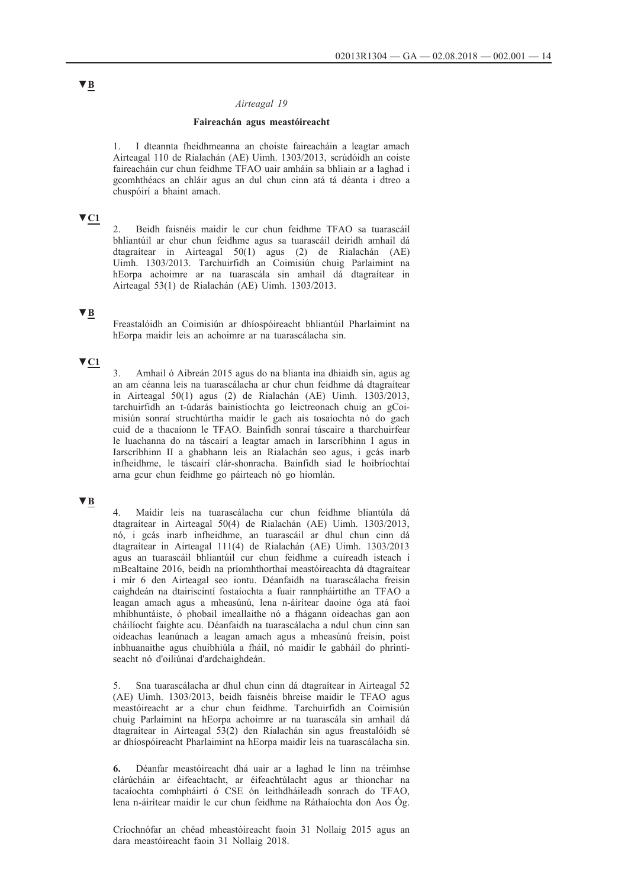▼B

*Airteagal 19*

**Faireachán agus meastóireacht**

1. I dteannta fheidhmeanna an choiste faireacháin a leagtar amach Airteagal 110 de Rialachán (AE) Uimh. 1303/2013, scrúdóidh an coiste faireacháin cur chun feidhme TFAO uair amháin sa bhliain ar a laghad i gcomhthéacs an chláir agus an dul chun cinn atá tá déanta i dtreo a chuspóirí a bhaint amach.

▼C1

2. Beidh faisnéis maidir le cur chun feidhme TFAO sa tuarascáil bhliantúil ar chur chun feidhme agus sa tuarascáil deiridh amhail dá dtagraítear in Airteagal 50(1) agus (2) de Rialachán (AE) Uimh. 1303/2013. Tarchuirfidh an Coimisiún chuig Parlaimint na hEorpa achoimre ar na tuarascála sin amhail dá dtagraítear in Airteagal 53(1) de Rialachán (AE) Uimh. 1303/2013.

▼B

Freastalóidh an Coimisiún ar dhíospóireacht bhliantúil Pharlaimint na hEorpa maidir leis an achoimre ar na tuarascálacha sin.

▼C1

3. Amhail ó Aibreán 2015 agus do na blianta ina dhiaidh sin, agus ag an am céanna leis na tuarascálacha ar chur chun feidhme dá dtagraítear in Airteagal 50(1) agus (2) de Rialachán (AE) Uimh. 1303/2013, tarchuirfidh an t-údarás bainistíochta go leictreonach chuig an gCoimisiún sonraí struchtúrtha maidir le gach ais tosaíochta nó do gach cuid de a thacaíonn le TFAO. Bainfidh sonraí táscaire a tharchuirfear le luachanna do na táscairí a leagtar amach in Iarscríbhinn I agus in Iarscríbhinn II a ghabhann leis an Rialachán seo agus, i gcás inarb infheidhme, le táscairí clár-shonracha. Bainfidh siad le hoibríochtaí arna gcur chun feidhme go páirteach nó go hiomlán.

▼B

4. Maidir leis na tuarascálacha cur chun feidhme bliantúla dá dtagraítear in Airteagal 50(4) de Rialachán (AE) Uimh. 1303/2013, nó, i gcás inarb infheidhme, an tuarascáil ar dhul chun cinn dá dtagraítear in Airteagal 111(4) de Rialachán (AE) Uimh. 1303/2013 agus an tuarascáil bhliantúil cur chun feidhme a cuireadh isteach i mBealtaine 2016, beidh na príomhthorthaí meastóireachta dá dtagraítear i mír 6 den Airteagal seo iontu. Déanfaidh na tuarascálacha freisin caighdeán na dtairiscintí fostaíochta a fuair rannpháirtithe an TFAO a leagan amach agus a mheasúnú, lena n-áirítear daoine óga atá faoi mhíbhuntáiste, ó phobail imeallaithe nó a fhágann oideachas gan aon cháilíocht faighte acu. Déanfaidh na tuarascálacha a ndul chun cinn san oideachas leanúnach a leagan amach agus a mheasúnú freisin, poist inbhuanaithe agus chuibhiúla a fháil, nó maidir le gabháil do phrintíseacht nó d'oiliúnaí d'ardchaighdeán.

5. Sna tuarascálacha ar dhul chun cinn dá dtagraítear in Airteagal 52 (AE) Uimh. 1303/2013, beidh faisnéis bhreise maidir le TFAO agus meastóireacht ar a chur chun feidhme. Tarchuirfidh an Coimisiún chuig Parlaimint na hEorpa achoimre ar na tuarascála sin amhail dá dtagraítear in Airteagal 53(2) den Rialachán sin agus freastalóidh sé ar dhíospóireacht Pharlaimint na hEorpa maidir leis na tuarascálacha sin.

**6.** Déanfar meastóireacht dhá uair ar a laghad le linn na tréimhse clárúcháin ar éifeachtacht, ar éifeachtúlacht agus ar thionchar na tacaíochta comhpháirtí ó CSE ón leithdháileadh sonrach do TFAO, lena n-áirítear maidir le cur chun feidhme na Ráthaíochta don Aos Óg.

Críochnófar an chéad mheastóireacht faoin 31 Nollaig 2015 agus an dara meastóireacht faoin 31 Nollaig 2018.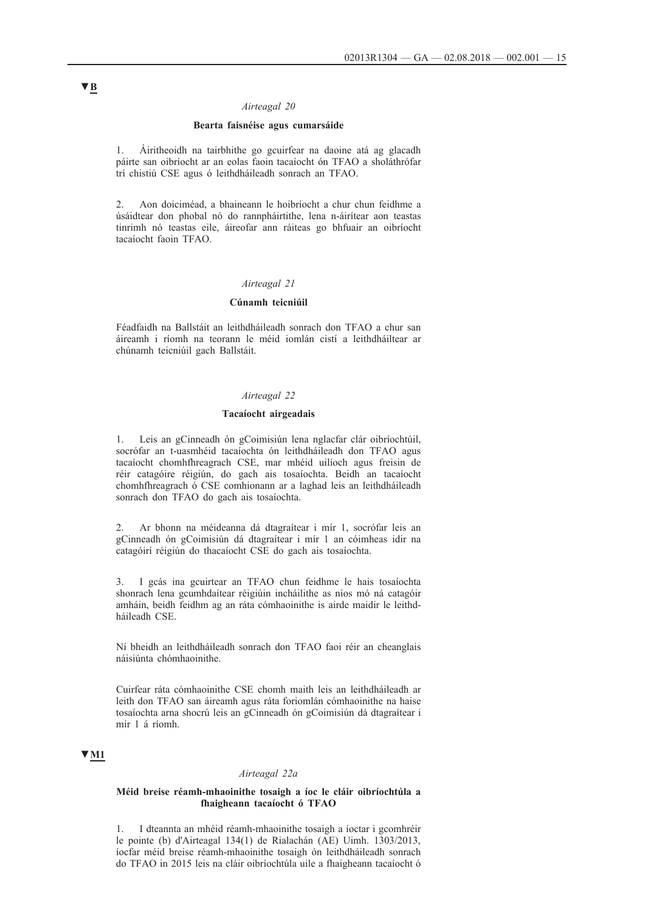▼B

*Airteagal 20*

**Bearta faisnéise agus cumarsáide**

1. Áiritheoidh na tairbhithe go gcuirfear na daoine atá ag glacadh páirte san oibríocht ar an eolas faoin tacaíocht ón TFAO a sholáthrófar trí chistiú CSE agus ó leithdháileadh sonrach an TFAO.

2. Aon doiciméad, a bhaineann le hoibríocht a chur chun feidhme a úsáidtear don phobal nó do rannpháirtithe, lena n-áirítear aon teastas tinrimh nó teastas eile, áireofar ann ráiteas go bhfuair an oibríocht tacaíocht faoin TFAO.

*Airteagal 21*

**Cúnamh teicniúil**

Féadfaidh na Ballstáit an leithdháileadh sonrach don TFAO a chur san áireamh i ríomh na teorann le méid iomlán cistí a leithdháiltear ar chúnamh teicniúil gach Ballstáit.

*Airteagal 22*

**Tacaíocht airgeadais**

1. Leis an gCinneadh ón gCoimisiún lena nglacfar clár oibríochtúil, socrófar an t-uasmhéid tacaíochta ón leithdháileadh don TFAO agus tacaíocht chomhfhreagrach CSE, mar mhéid uilíoch agus freisin de réir catagóire réigiún, do gach ais tosaíochta. Beidh an tacaíocht chomhfhreagrach ó CSE comhionann ar a laghad leis an leithdháileadh sonrach don TFAO do gach ais tosaíochta.

2. Ar bhonn na méideanna dá dtagraítear i mír 1, socrófar leis an gCinneadh ón gCoimisiún dá dtagraítear i mír 1 an cóimheas idir na catagóirí réigiún do thacaíocht CSE do gach ais tosaíochta.

3. I gcás ina gcuirtear an TFAO chun feidhme le hais tosaíochta shonrach lena gcumhdaítear réigiúin incháilithe as níos mó ná catagóir amháin, beidh feidhm ag an ráta cómhaoinithe is airde maidir le leithdháileadh CSE.

Ní bheidh an leithdháileadh sonrach don TFAO faoi réir an cheanglais náisiúnta chómhaoinithe.

Cuirfear ráta cómhaoinithe CSE chomh maith leis an leithdháileadh ar leith don TFAO san áireamh agus ráta foriomlán cómhaoinithe na haise tosaíochta arna shocrú leis an gCinneadh ón gCoimisiún dá dtagraítear i mír 1 á ríomh.

▼M1

*Airteagal 22a*

**Méid breise réamh-mhaoinithe tosaigh a íoc le cláir oibríochtúla a fhaigheann tacaíocht ó TFAO**

1. I dteannta an mhéid réamh-mhaoinithe tosaigh a íoctar i gcomhréir le pointe (b) d'Airteagal 134(1) de Rialachán (AE) Uimh. 1303/2013, íocfar méid breise réamh-mhaoinithe tosaigh ón leithdháileadh sonrach do TFAO in 2015 leis na cláir oibríochtúla uile a fhaigheann tacaíocht ó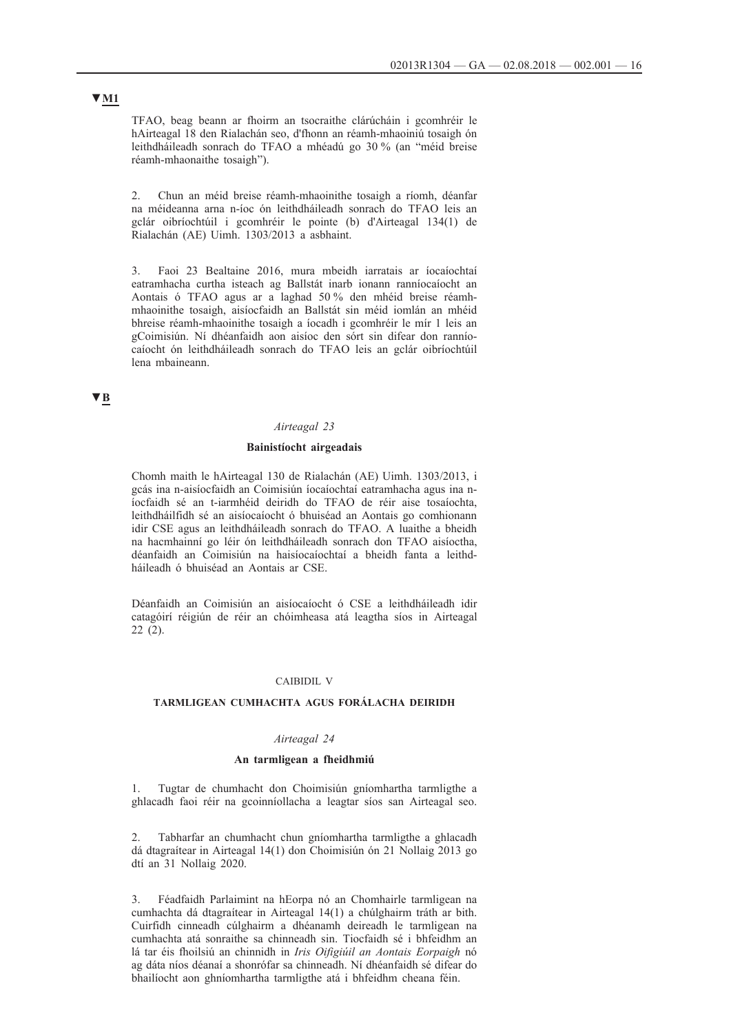▼M1

TFAO, beag beann ar fhoirm an tsocraithe clárúcháin i gcomhréir le hAirteagal 18 den Rialachán seo, d'fhonn an réamh-mhaoiniú tosaigh ón leithdháileadh sonrach do TFAO a mhéadú go 30 % (an "méid breise réamh-mhaoinithe tosaigh").

2. Chun an méid breise réamh-mhaoinithe tosaigh a ríomh, déanfar na méideanna arna n-íoc ón leithdháileadh sonrach do TFAO leis an gclár oibríochtúil i gcomhréir le pointe (b) d'Airteagal 134(1) de Rialachán (AE) Uimh. 1303/2013 a asbhaint.

3. Faoi 23 Bealtaine 2016, mura mbeidh iarratais ar íocaíochtaí eatramhacha curtha isteach ag Ballstát inarb ionann ranníocaíocht an Aontais ó TFAO agus ar a laghad 50 % den mhéid breise réamh-mhaoinithe tosaigh, aisíocfaidh an Ballstát sin méid iomlán an mhéid bhreise réamh-mhaoinithe tosaigh a íocadh i gcomhréir le mír 1 leis an gCoimisiún. Ní dhéanfaidh aon aisíoc den sórt sin difear don ranníocaíocht ón leithdháileadh sonrach do TFAO leis an gclár oibríochtúil lena mbaineann.

▼B

*Airteagal 23*

**Bainistíocht airgeadais**

Chomh maith le hAirteagal 130 de Rialachán (AE) Uimh. 1303/2013, i gcás ina n-aisíocfaidh an Coimisiún íocaíochtaí eatramhacha agus ina n-íocfaidh sé an t-iarmhéid deiridh do TFAO de réir aise tosaíochta, leithdháilfidh sé an aisíocaíocht ó bhuiséad an Aontais go comhionann idir CSE agus an leithdháileadh sonrach do TFAO. A luaithe a bheidh na hacmhainní go léir ón leithdháileadh sonrach don TFAO aisíoctha, déanfaidh an Coimisiún na haisíocaíochtaí a bheidh fanta a leithdháileadh ó bhuiséad an Aontais ar CSE.

Déanfaidh an Coimisiún an aisíocaíocht ó CSE a leithdháileadh idir catagóirí réigiún de réir an chóimheasa atá leagtha síos in Airteagal 22 (2).

CAIBIDIL V

**TARMLIGEAN CUMHACHTA AGUS FORÁLACHA DEIRIDH**

*Airteagal 24*

**An tarmligean a fheidhmiú**

1. Tugtar de chumhacht don Choimisiún gníomhartha tarmligthe a ghlacadh faoi réir na gcoinníollacha a leagtar síos san Airteagal seo.

2. Tabharfar an chumhacht chun gníomhartha tarmligthe a ghlacadh dá dtagraítear in Airteagal 14(1) don Choimisiún ón 21 Nollaig 2013 go dtí an 31 Nollaig 2020.

3. Féadfaidh Parlaimint na hEorpa nó an Chomhairle tarmligean na cumhachta dá dtagraítear in Airteagal 14(1) a chúlghairm tráth ar bith. Cuirfidh cinneadh cúlghairm a dhéanamh deireadh le tarmligean na cumhachta atá sonraithe sa chinneadh sin. Tiocfaidh sé i bhfeidhm an lá tar éis fhoilsiú an chinnidh in *Iris Oifigiúil an Aontais Eorpaigh* nó ag dáta níos déanaí a shonrófar sa chinneadh. Ní dhéanfaidh sé difear do bhailíocht aon ghníomhartha tarmligthe atá i bhfeidhm cheana féin.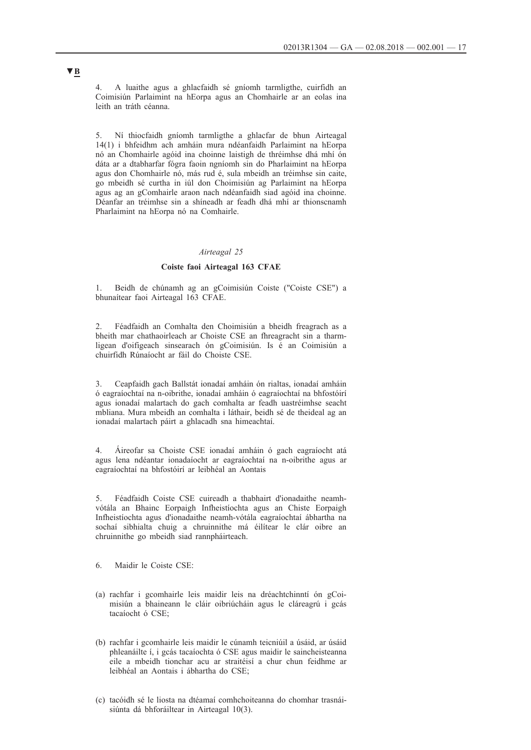▼B

4. A luaithe agus a ghlacfaidh sé gníomh tarmligthe, cuirfidh an Coimisiún Parlaimint na hEorpa agus an Chomhairle ar an eolas ina leith an tráth céanna.

5. Ní thiocfaidh gníomh tarmligthe a ghlacfar de bhun Airteagal 14(1) i bhfeidhm ach amháin mura ndéanfaidh Parlaimint na hEorpa nó an Chomhairle agóid ina choinne laistigh de thréimhse dhá mhí ón dáta ar a dtabharfar fógra faoin ngníomh sin do Pharlaimint na hEorpa agus don Chomhairle nó, más rud é, sula mbeidh an tréimhse sin caite, go mbeidh sé curtha in iúl don Choimisiún ag Parlaimint na hEorpa agus ag an gComhairle araon nach ndéanfaidh siad agóid ina choinne. Déanfar an tréimhse sin a shíneadh ar feadh dhá mhí ar thionscnamh Pharlaimint na hEorpa nó na Comhairle.

*Airteagal 25*

**Coiste faoi Airteagal 163 CFAE**

1. Beidh de chúnamh ag an gCoimisiún Coiste ("Coiste CSE") a bhunaítear faoi Airteagal 163 CFAE.

2. Féadfaidh an Comhalta den Choimisiún a bheidh freagrach as a bheith mar chathaoirleach ar Choiste CSE an fhreagracht sin a tharmligean d'oifigeach sinsearach ón gCoimisiún. Is é an Coimisiún a chuirfidh Rúnaíocht ar fáil do Choiste CSE.

3. Ceapfaidh gach Ballstát ionadaí amháin ón rialtas, ionadaí amháin ó eagraíochtaí na n-oibrithe, ionadaí amháin ó eagraíochtaí na bhfostóirí agus ionadaí malartach do gach comhalta ar feadh uastréimhse seacht mbliana. Mura mbeidh an comhalta i láthair, beidh sé de theideal ag an ionadaí malartach páirt a ghlacadh sna himeachtaí.

4. Áireofar sa Choiste CSE ionadaí amháin ó gach eagraíocht atá agus lena ndéantar ionadaíocht ar eagraíochtaí na n-oibrithe agus ar eagraíochtaí na bhfostóirí ar leibhéal an Aontais

5. Féadfaidh Coiste CSE cuireadh a thabhairt d'ionadaithe neamhvótála an Bhainc Eorpaigh Infheistíochta agus an Chiste Eorpaigh Infheistíochta agus d'ionadaithe neamh-vótála eagraíochtaí ábhartha na sochaí sibhialta chuig a chruinnithe má éilítear le clár oibre an chruinnithe go mbeidh siad rannpháirteach.

6. Maidir le Coiste CSE:

(a) rachfar i gcomhairle leis maidir leis na dréachtchinntí ón gCoimisiún a bhaineann le cláir oibriúcháin agus le cláreagrú i gcás tacaíocht ó CSE;

(b) rachfar i gcomhairle leis maidir le cúnamh teicniúil a úsáid, ar úsáid phleanáilte í, i gcás tacaíochta ó CSE agus maidir le saincheisteanna eile a mbeidh tionchar acu ar straitéisí a chur chun feidhme ar leibhéal an Aontais i ábhartha do CSE;

(c) tacóidh sé le liosta na dtéamaí comhchoiteanna do chomhar trasnáisiúnta dá bhforáiltear in Airteagal 10(3).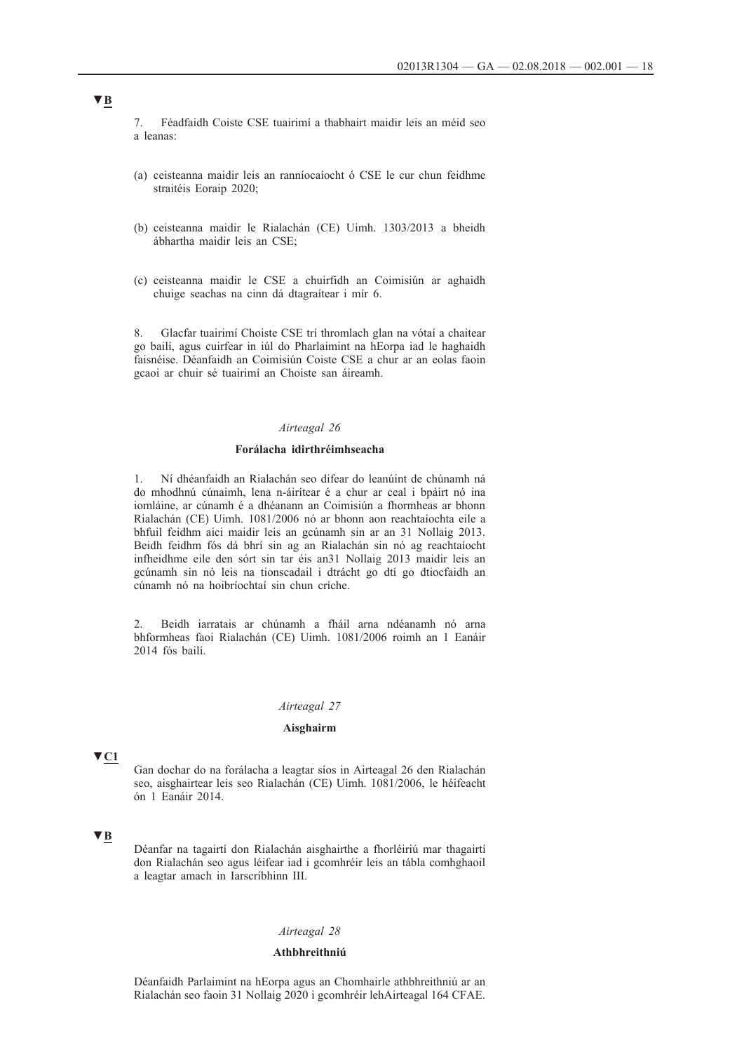▼B

7. Féadfaidh Coiste CSE tuairimí a thabhairt maidir leis an méid seo a leanas:

(a) ceisteanna maidir leis an ranníocaíocht ó CSE le cur chun feidhme straitéis Eoraip 2020;

(b) ceisteanna maidir le Rialachán (CE) Uimh. 1303/2013 a bheidh ábhartha maidir leis an CSE;

(c) ceisteanna maidir le CSE a chuirfidh an Coimisiún ar aghaidh chuige seachas na cinn dá dtagraítear i mír 6.

8. Glacfar tuairimí Choiste CSE trí thromlach glan na vótaí a chaitear go bailí, agus cuirfear in iúl do Pharlaimint na hEorpa iad le haghaidh faisnéise. Déanfaidh an Coimisiún Coiste CSE a chur ar an eolas faoin gcaoi ar chuir sé tuairimí an Choiste san áireamh.

*Airteagal 26*

**Forálacha idirthréimhseacha**

1. Ní dhéanfaidh an Rialachán seo difear do leanúint de chúnamh ná do mhodhnú cúnaimh, lena n-áirítear é a chur ar ceal i bpáirt nó ina iomláine, ar cúnamh é a dhéanann an Coimisiún a fhormheas ar bhonn Rialachán (CE) Uimh. 1081/2006 nó ar bhonn aon reachtaíochta eile a bhfuil feidhm aici maidir leis an gcúnamh sin ar an 31 Nollaig 2013. Beidh feidhm fós dá bhrí sin ag an Rialachán sin nó ag reachtaíocht infheidhme eile den sórt sin tar éis an31 Nollaig 2013 maidir leis an gcúnamh sin nó leis na tionscadail i dtrácht go dtí go dtiocfaidh an cúnamh nó na hoibríochtaí sin chun críche.

2. Beidh iarratais ar chúnamh a fháil arna ndéanamh nó arna bhformheas faoi Rialachán (CE) Uimh. 1081/2006 roimh an 1 Eanáir 2014 fós bailí.

*Airteagal 27*

**Aisghairm**

▼C1

Gan dochar do na forálacha a leagtar síos in Airteagal 26 den Rialachán seo, aisghairtear leis seo Rialachán (CE) Uimh. 1081/2006, le héifeacht ón 1 Eanáir 2014.

▼B

Déanfar na tagairtí don Rialachán aisghairthe a fhorléiriú mar thagairtí don Rialachán seo agus léifear iad i gcomhréir leis an tábla comhghaoil a leagtar amach in Iarscríbhinn III.

*Airteagal 28*

**Athbhreithniú**

Déanfaidh Parlaimint na hEorpa agus an Chomhairle athbhreithniú ar an Rialachán seo faoin 31 Nollaig 2020 i gcomhréir lehAirteagal 164 CFAE.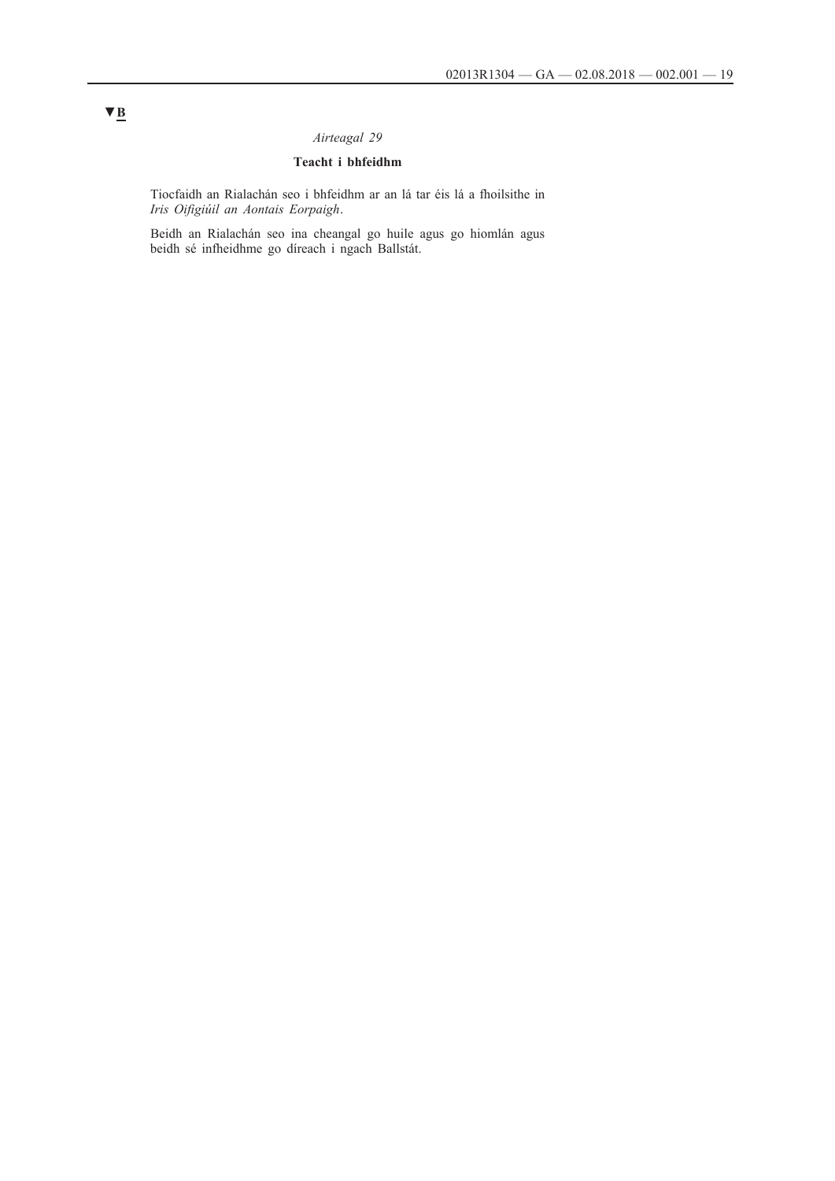▼B

*Airteagal 29*

**Teacht i bhfeidhm**

Tiocfaidh an Rialachán seo i bhfeidhm ar an lá tar éis lá a fhoilsithe in *Iris Oifigiúil an Aontais Eorpaigh*.

Beidh an Rialachán seo ina cheangal go huile agus go hiomlán agus beidh sé infheidhme go díreach i ngach Ballstát.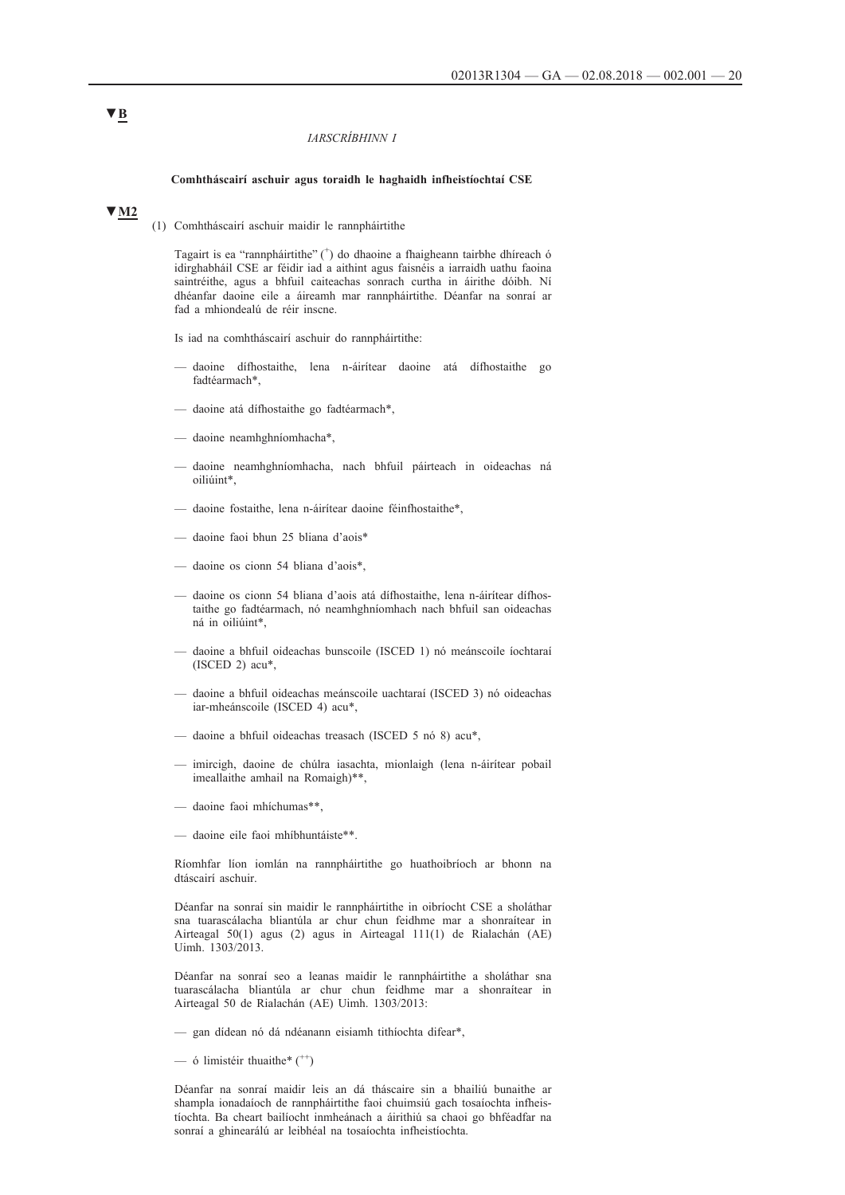▼B

*IARSCRÍBHINN I*

**Comhtháscairí aschuir agus toraidh le haghaidh infheistíochtaí CSE**

▼M2

(1) Comhtháscairí aschuir maidir le rannpháirtithe

Tagairt is ea "rannpháirtithe" (+) do dhaoine a fhaigheann tairbhe dhíreach ó idirghabháil CSE ar féidir iad a aithint agus faisnéis a iarraidh uathu faoina saintréithe, agus a bhfuil caiteachas sonrach curtha in áirithe dóibh. Ní dhéanfar daoine eile a áireamh mar rannpháirtithe. Déanfar na sonraí ar fad a mhiondealú de réir inscne.

Is iad na comhtháscairí aschuir do rannpháirtithe:

- daoine dífhostaithe, lena n-áirítear daoine atá dífhostaithe go fadtéarmach*,
- daoine atá dífhostaithe go fadtéarmach*,
- daoine neamhghníomhacha*,
- daoine neamhghníomhacha, nach bhfuil páirteach in oideachas ná oiliúint*,
- daoine fostaithe, lena n-áirítear daoine féinfhostaithe*,
- daoine faoi bhun 25 bliana d'aois*
- daoine os cionn 54 bliana d'aois*,
- daoine os cionn 54 bliana d'aois atá dífhostaithe, lena n-áirítear dífhostaithe go fadtéarmach, nó neamhghníomhach nach bhfuil san oideachas ná in oiliúint*,
- daoine a bhfuil oideachas bunscoile (ISCED 1) nó meánscoile íochtaraí (ISCED 2) acu*,
- daoine a bhfuil oideachas meánscoile uachtaraí (ISCED 3) nó oideachas iar-mheánscoile (ISCED 4) acu*,
- daoine a bhfuil oideachas treasach (ISCED 5 nó 8) acu*,
- imircigh, daoine de chúlra iasachta, mionlaigh (lena n-áirítear pobail imeallaithe amhail na Romaigh)**,
- daoine faoi mhíchumas**,
- daoine eile faoi mhíbhuntáiste**.

Ríomhfar líon iomlán na rannpháirtithe go huathoibríoch ar bhonn na dtáscairí aschuir.

Déanfar na sonraí sin maidir le rannpháirtithe in oibríocht CSE a sholáthar sna tuarascálacha bliantúla ar chur chun feidhme mar a shonraítear in Airteagal 50(1) agus (2) agus in Airteagal 111(1) de Rialachán (AE) Uimh. 1303/2013.

Déanfar na sonraí seo a leanas maidir le rannpháirtithe a sholáthar sna tuarascálacha bliantúla ar chur chun feidhme mar a shonraítear in Airteagal 50 de Rialachán (AE) Uimh. 1303/2013:

- gan dídean nó dá ndéanann eisiamh tithíochta difear*,
- ó limistéir thuaithe* (++)

Déanfar na sonraí maidir leis an dá tháscaire sin a bhailiú bunaithe ar shampla ionadaíoch de rannpháirtithe faoi chuimsiú gach tosaíochta infheistíochta. Ba cheart bailíocht inmheánach a áirithiú sa chaoi go bhféadfar na sonraí a ghinearálú ar leibhéal na tosaíochta infheistíochta.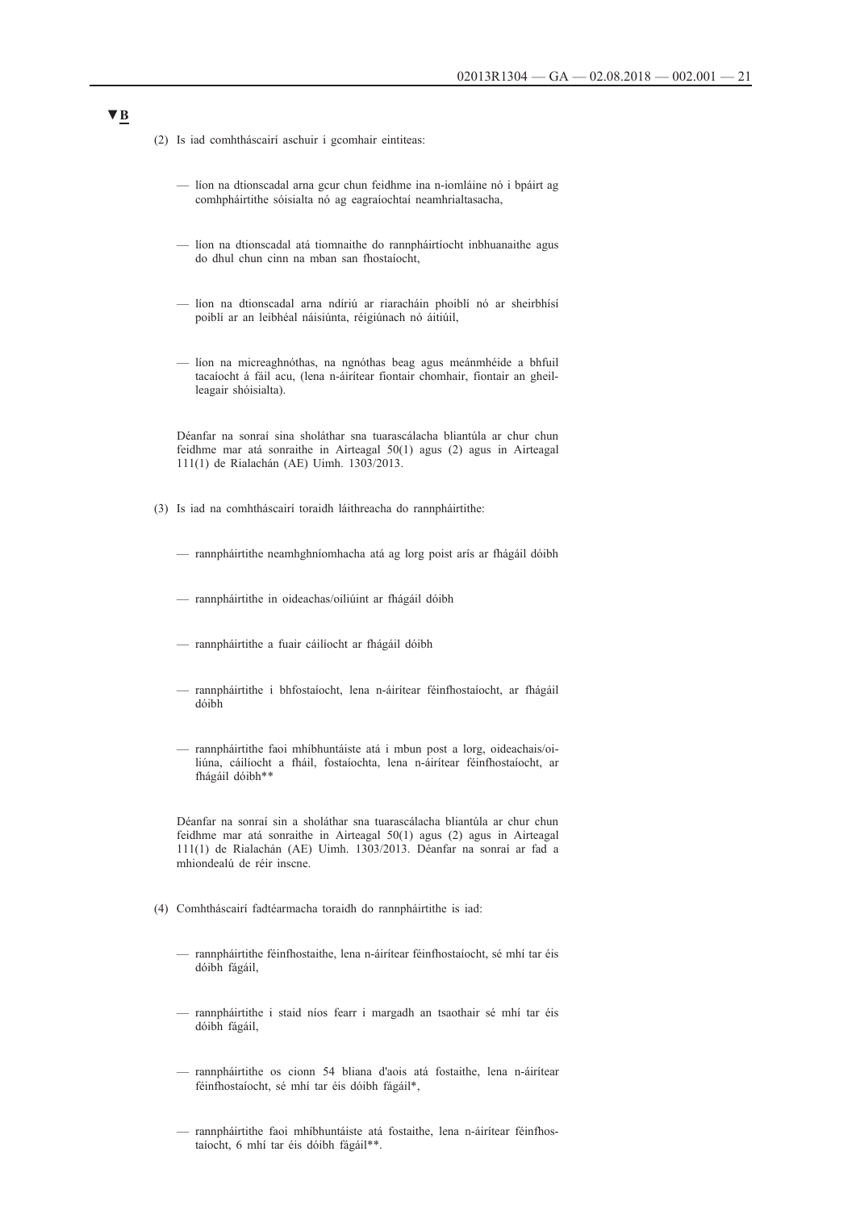▼B

(2) Is iad comhtháscairí aschuir i gcomhair eintiteas:

— líon na dtionscadal arna gcur chun feidhme ina n-iomláine nó i bpáirt ag comhpháirtithe sóisialta nó ag eagraíochtaí neamhrialtasacha,

— líon na dtionscadal atá tiomnaithe do rannpháirtíocht inbhuanaithe agus do dhul chun cinn na mban san fhostaíocht,

— líon na dtionscadal arna ndíriú ar riaracháin phoiblí nó ar sheirbhísí poiblí ar an leibhéal náisiúnta, réigiúnach nó áitiúil,

— líon na micreaghnóthas, na ngnóthas beag agus meánmhéide a bhfuil tacaíocht á fáil acu, (lena n-áirítear fiontair chomhair, fiontair an gheilleagair shóisialta).

Déanfar na sonraí sina sholáthar sna tuarascálacha bliantúla ar chur chun feidhme mar atá sonraithe in Airteagal 50(1) agus (2) agus in Airteagal 111(1) de Rialachán (AE) Uimh. 1303/2013.

(3) Is iad na comhtháscairí toraidh láithreacha do rannpháirtithe:

— rannpháirtithe neamhghníomhacha atá ag lorg poist arís ar fhágáil dóibh

— rannpháirtithe in oideachas/oiliúint ar fhágáil dóibh

— rannpháirtithe a fuair cáilíocht ar fhágáil dóibh

— rannpháirtithe i bhfostaíocht, lena n-áirítear féinfhostaíocht, ar fhágáil dóibh

— rannpháirtithe faoi mhíbhuntáiste atá i mbun post a lorg, oideachais/oiliúna, cáilíocht a fháil, fostaíochta, lena n-áirítear féinfhostaíocht, ar fhágáil dóibh**

Déanfar na sonraí sin a sholáthar sna tuarascálacha bliantúla ar chur chun feidhme mar atá sonraithe in Airteagal 50(1) agus (2) agus in Airteagal 111(1) de Rialachán (AE) Uimh. 1303/2013. Déanfar na sonraí ar fad a mhiondealú de réir inscne.

(4) Comhtháscairí fadtéarmacha toraidh do rannpháirtithe is iad:

— rannpháirtithe féinfhostaithe, lena n-áirítear féinfhostaíocht, sé mhí tar éis dóibh fágáil,

— rannpháirtithe i staid níos fearr i margadh an tsaothair sé mhí tar éis dóibh fágáil,

— rannpháirtithe os cionn 54 bliana d'aois atá fostaithe, lena n-áirítear féinfhostaíocht, sé mhí tar éis dóibh fágáil*,

— rannpháirtithe faoi mhíbhuntáiste atá fostaithe, lena n-áirítear féinfhostaíocht, 6 mhí tar éis dóibh fágáil**.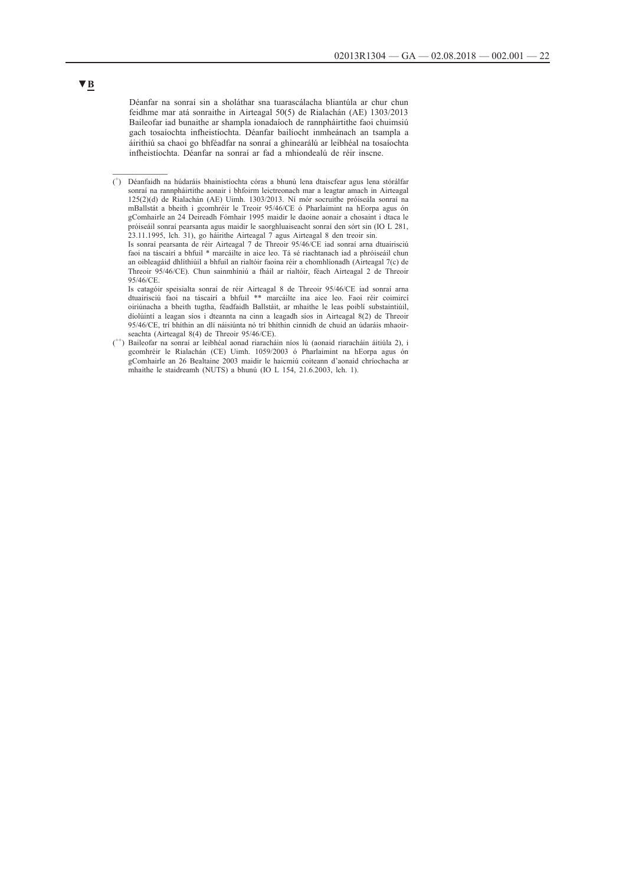▼B

Déanfar na sonraí sin a sholáthar sna tuarascálacha bliantúla ar chur chun feidhme mar atá sonraithe in Airteagal 50(5) de Rialachán (AE) 1303/2013 Baileofar iad bunaithe ar shampla ionadaíoch de rannpháirtithe faoi chuimsiú gach tosaíochta infheistíochta. Déanfar bailíocht inmheánach an tsampla a áirithiú sa chaoi go bhféadfar na sonraí a ghinearálú ar leibhéal na tosaíochta infheistíochta. Déanfar na sonraí ar fad a mhiondealú de réir inscne.

---

(+) Déanfaidh na húdaráis bhainistíochta córas a bhunú lena dtaiscfear agus lena stórálfar sonraí na rannpháirtithe aonair i bhfoirm leictreonach mar a leagtar amach in Airteagal 125(2)(d) de Rialachán (AE) Uimh. 1303/2013. Ní mór socruithe próiseála sonraí na mBallstát a bheith i gcomhréir le Treoir 95/46/CE ó Pharlaimint na hEorpa agus ón gComhairle an 24 Deireadh Fómhair 1995 maidir le daoine aonair a chosaint i dtaca le próiseáil sonraí pearsanta agus maidir le saorghluaiseacht sonraí den sórt sin (IO L 281, 23.11.1995, lch. 31), go háirithe Airteagal 7 agus Airteagal 8 den treoir sin.
Is sonraí pearsanta de réir Airteagal 7 de Threoir 95/46/CE iad sonraí arna dtuairisciú faoi na táscairí a bhfuil * marcáilte in aice leo. Tá sé riachtanach iad a phróiseáil chun an oibleagáid dhlíthiúil a bhfuil an rialtóir faoina réir a chomhlíonadh (Airteagal 7(c) de Threoir 95/46/CE). Chun sainmhíniú a fháil ar rialtóir, féach Airteagal 2 de Threoir 95/46/CE.
Is catagóir speisialta sonraí de réir Airteagal 8 de Threoir 95/46/CE iad sonraí arna dtuairisciú faoi na táscairí a bhfuil ** marcáilte ina aice leo. Faoi réir coimircí oiriúnacha a bheith tugtha, féadfaidh Ballstáit, ar mhaithe le leas poiblí substaintiúil, díolúintí a leagan síos i dteannta na cinn a leagadh síos in Airteagal 8(2) de Threoir 95/46/CE, trí bhíthin an dlí náisiúnta nó trí bhíthin cinnidh de chuid an údaráis mhaoirseachta (Airteagal 8(4) de Threoir 95/46/CE).

(++) Baileofar na sonraí ar leibhéal aonad riaracháin níos lú (aonaid riaracháin áitiúla 2), i gcomhréir le Rialachán (CE) Uimh. 1059/2003 ó Pharlaimint na hEorpa agus ón gComhairle an 26 Bealtaine 2003 maidir le haicmiú coiteann d'aonaid chríochacha ar mhaithe le staidreamh (NUTS) a bhunú (IO L 154, 21.6.2003, lch. 1).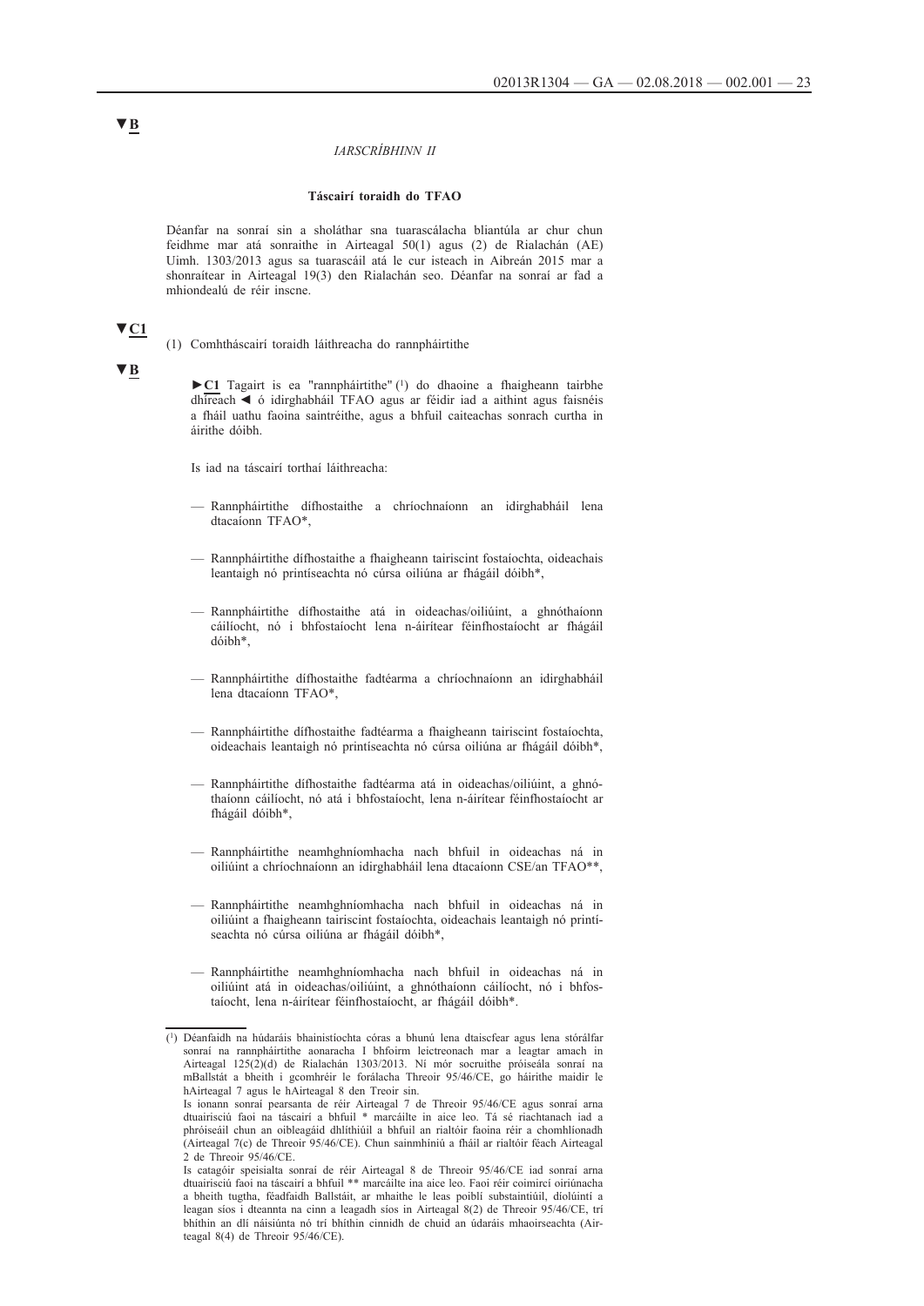▼B

*IARSCRÍBHINN II*

**Táscairí toraidh do TFAO**

Déanfar na sonraí sin a sholáthar sna tuarascálacha bliantúla ar chur chun feidhme mar atá sonraithe in Airteagal 50(1) agus (2) de Rialachán (AE) Uimh. 1303/2013 agus sa tuarascáil atá le cur isteach in Aibreán 2015 mar a shonraítear in Airteagal 19(3) den Rialachán seo. Déanfar na sonraí ar fad a mhiondealú de réir inscne.

▼C1

(1) Comhtháscairí toraidh láithreacha do rannpháirtithe

▼B

►C1 Tagairt is ea "rannpháirtithe" [1] do dhaoine a fhaigheann tairbhe dhíreach ◄ ó idirghabháil TFAO agus ar féidir iad a aithint agus faisnéis a fháil uathu faoina saintréithe, agus a bhfuil caiteachas sonrach curtha in áirithe dóibh.

Is iad na táscairí torthaí láithreacha:

- Rannpháirtithe dífhostaithe a chríochnaíonn an idirghabháil lena dtacaíonn TFAO*,
- Rannpháirtithe dífhostaithe a fhaigheann tairiscint fostaíochta, oideachais leantaigh nó printíseachta nó cúrsa oiliúna ar fhágáil dóibh*,
- Rannpháirtithe dífhostaithe atá in oideachas/oiliúint, a ghnóthaíonn cáilíocht, nó i bhfostaíocht lena n-áirítear féinfhostaíocht ar fhágáil dóibh*,
- Rannpháirtithe dífhostaithe fadtéarma a chríochnaíonn an idirghabháil lena dtacaíonn TFAO*,
- Rannpháirtithe dífhostaithe fadtéarma a fhaigheann tairiscint fostaíochta, oideachais leantaigh nó printíseachta nó cúrsa oiliúna ar fhágáil dóibh*,
- Rannpháirtithe dífhostaithe fadtéarma atá in oideachas/oiliúint, a ghnóthaíonn cáilíocht, nó atá i bhfostaíocht, lena n-áirítear féinfhostaíocht ar fhágáil dóibh*,
- Rannpháirtithe neamhghníomhacha nach bhfuil in oideachas ná in oiliúint a chríochnaíonn an idirghabháil lena dtacaíonn CSE/an TFAO**,
- Rannpháirtithe neamhghníomhacha nach bhfuil in oideachas ná in oiliúint a fhaigheann tairiscint fostaíochta, oideachais leantaigh nó printíseachta nó cúrsa oiliúna ar fhágáil dóibh*,
- Rannpháirtithe neamhghníomhacha nach bhfuil in oideachas ná in oiliúint atá in oideachas/oiliúint, a ghnóthaíonn cáilíocht, nó i bhfostaíocht, lena n-áirítear féinfhostaíocht, ar fhágáil dóibh*.

---

[1] Déanfaidh na húdaráis bhainistíochta córas a bhunú lena dtaiscfear agus lena stórálfar sonraí na rannpháirtithe aonaracha I bhfoirm leictreonach mar a leagtar amach in Airteagal 125(2)(d) de Rialachán 1303/2013. Ní mór socruithe próiseála sonraí na mBallstát a bheith i gcomhréir le forálacha Threoir 95/46/CE, go háirithe maidir le hAirteagal 7 agus le hAirteagal 8 den Treoir sin.
Is ionann sonraí pearsanta de réir Airteagal 7 de Threoir 95/46/CE agus sonraí arna dtuairisciú faoi na táscairí a bhfuil * marcáilte in aice leo. Tá sé riachtanach iad a phróiseáil chun an oibleagáid dhlíthiúil a bhfuil an rialtóir faoina réir a chomhlíonadh (Airteagal 7(c) de Threoir 95/46/CE). Chun sainmhíniú a fháil ar rialtóir féach Airteagal 2 de Threoir 95/46/CE.
Is catagóir speisialta sonraí de réir Airteagal 8 de Threoir 95/46/CE iad sonraí arna dtuairisciú faoi na táscairí a bhfuil ** marcáilte ina aice leo. Faoi réir coimircí oiriúnacha a bheith tugtha, féadfaidh Ballstáit, ar mhaithe le leas poiblí substaintiúil, díolúintí a leagan síos i dteannta na cinn a leagadh síos in Airteagal 8(2) de Threoir 95/46/CE, trí bhíthin an dlí náisiúnta nó trí bhíthin cinnidh de chuid an údaráis mhaoirseachta (Airteagal 8(4) de Threoir 95/46/CE).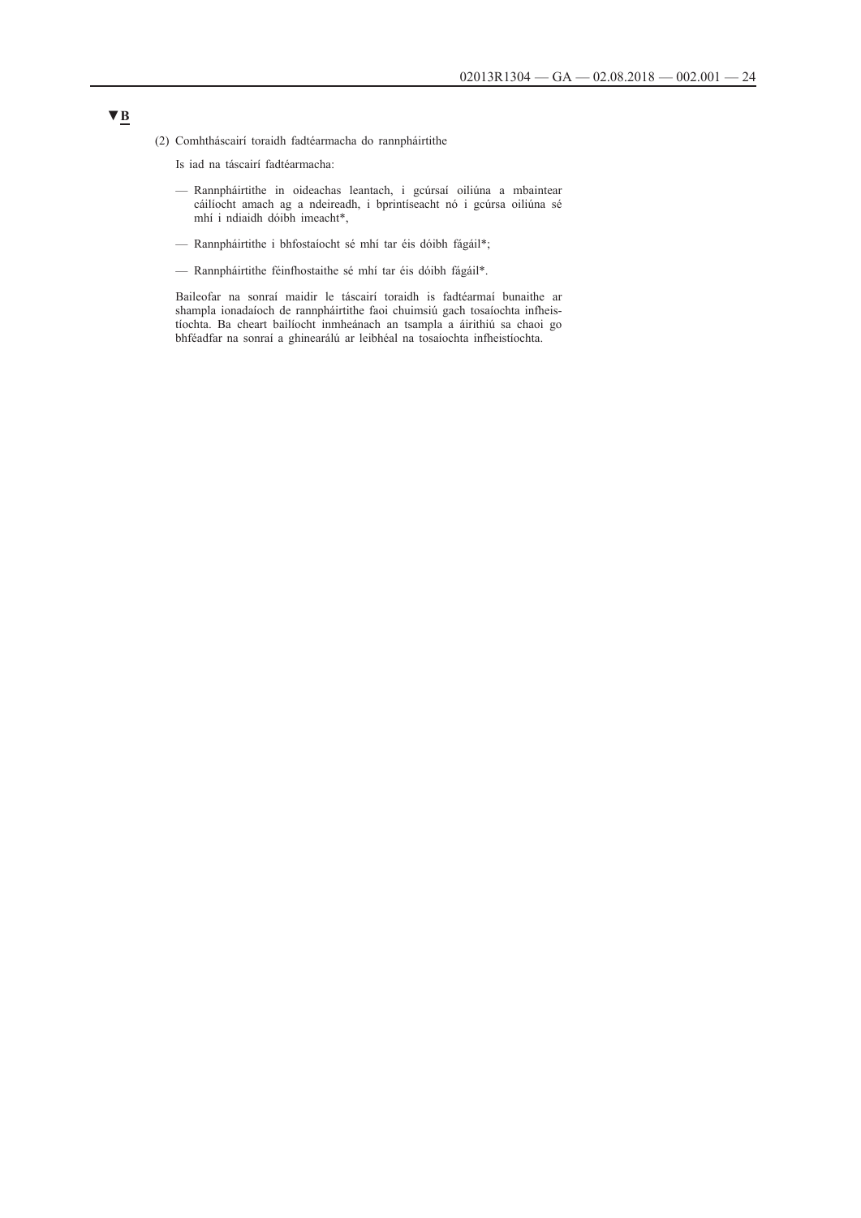**▼B**

(2) Comhtháscairí toraidh fadtéarmacha do rannpháirtithe

Is iad na táscairí fadtéarmacha:

- Rannpháirtithe in oideachas leantach, i gcúrsaí oiliúna a mbaintear cáilíocht amach ag a ndeireadh, i bprintíseacht nó i gcúrsa oiliúna sé mhí i ndiaidh dóibh imeacht*,
- Rannpháirtithe i bhfostaíocht sé mhí tar éis dóibh fágáil*;
- Rannpháirtithe féinfhostaithe sé mhí tar éis dóibh fágáil*.

Baileofar na sonraí maidir le táscairí toraidh is fadtéarmaí bunaithe ar shampla ionadaíoch de rannpháirtithe faoi chuimsiú gach tosaíochta infheistíochta. Ba cheart bailíocht inmheánach an tsampla a áirithiú sa chaoi go bhféadfar na sonraí a ghinearálú ar leibhéal na tosaíochta infheistíochta.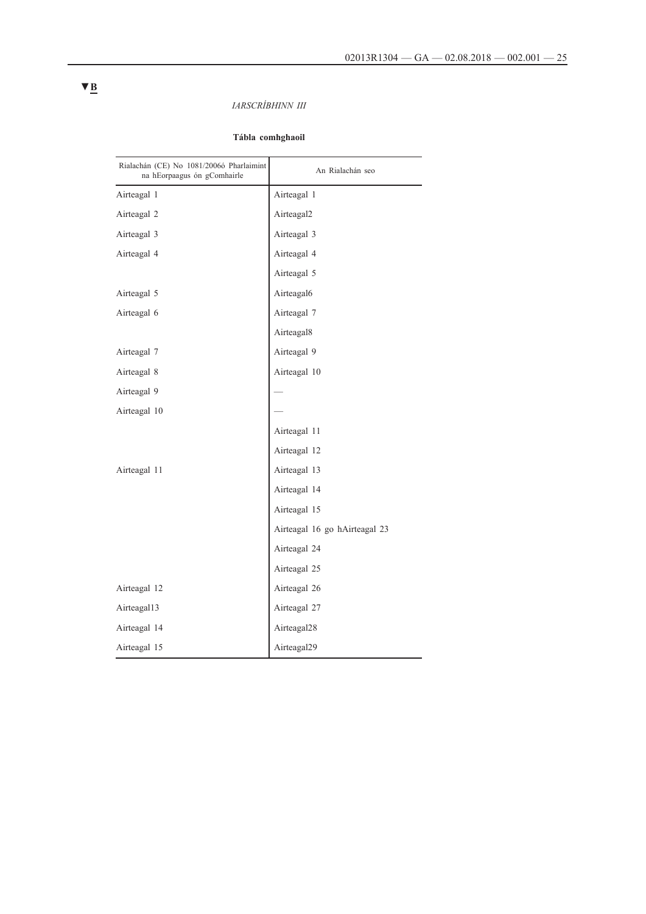▼B

*IARSCRÍBHINN III*

**Tábla comhghaoil**

| Rialachán (CE) No 1081/2006ó Pharlaimint na hEorpaagus ón gComhairle | An Rialachán seo |
|---|---|
| Airteagal 1 | Airteagal 1 |
| Airteagal 2 | Airteagal2 |
| Airteagal 3 | Airteagal 3 |
| Airteagal 4 | Airteagal 4 |
| | Airteagal 5 |
| Airteagal 5 | Airteagal6 |
| Airteagal 6 | Airteagal 7 |
| | Airteagal8 |
| Airteagal 7 | Airteagal 9 |
| Airteagal 8 | Airteagal 10 |
| Airteagal 9 | — |
| Airteagal 10 | — |
| | Airteagal 11 |
| | Airteagal 12 |
| Airteagal 11 | Airteagal 13 |
| | Airteagal 14 |
| | Airteagal 15 |
| | Airteagal 16 go hAirteagal 23 |
| | Airteagal 24 |
| | Airteagal 25 |
| Airteagal 12 | Airteagal 26 |
| Airteagal13 | Airteagal 27 |
| Airteagal 14 | Airteagal28 |
| Airteagal 15 | Airteagal29 |